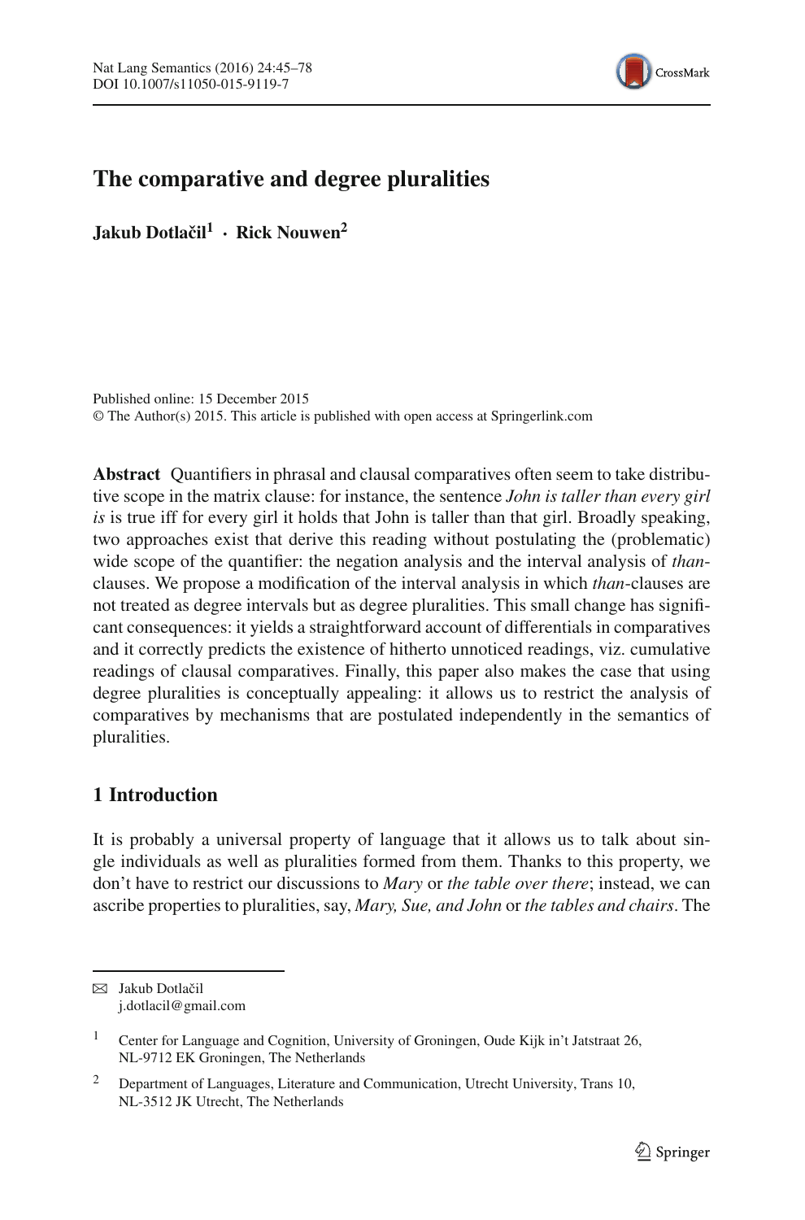# The comparative and degree pluralities

**Jakub Dotlačil**[1] · **Rick Nouwen**[2]

Published online: 15 December 2015
© The Author(s) 2015. This article is published with open access at Springerlink.com

**Abstract** Quantifiers in phrasal and clausal comparatives often seem to take distributive scope in the matrix clause: for instance, the sentence *John is taller than every girl is* is true iff for every girl it holds that John is taller than that girl. Broadly speaking, two approaches exist that derive this reading without postulating the (problematic) wide scope of the quantifier: the negation analysis and the interval analysis of *than*-clauses. We propose a modification of the interval analysis in which *than*-clauses are not treated as degree intervals but as degree pluralities. This small change has significant consequences: it yields a straightforward account of differentials in comparatives and it correctly predicts the existence of hitherto unnoticed readings, viz. cumulative readings of clausal comparatives. Finally, this paper also makes the case that using degree pluralities is conceptually appealing: it allows us to restrict the analysis of comparatives by mechanisms that are postulated independently in the semantics of pluralities.

## 1 Introduction

It is probably a universal property of language that it allows us to talk about single individuals as well as pluralities formed from them. Thanks to this property, we don't have to restrict our discussions to *Mary* or *the table over there*; instead, we can ascribe properties to pluralities, say, *Mary, Sue, and John* or *the tables and chairs*. The

✉ Jakub Dotlačil
j.dotlacil@gmail.com

[1] Center for Language and Cognition, University of Groningen, Oude Kijk in't Jatstraat 26, NL-9712 EK Groningen, The Netherlands

[2] Department of Languages, Literature and Communication, Utrecht University, Trans 10, NL-3512 JK Utrecht, The Netherlands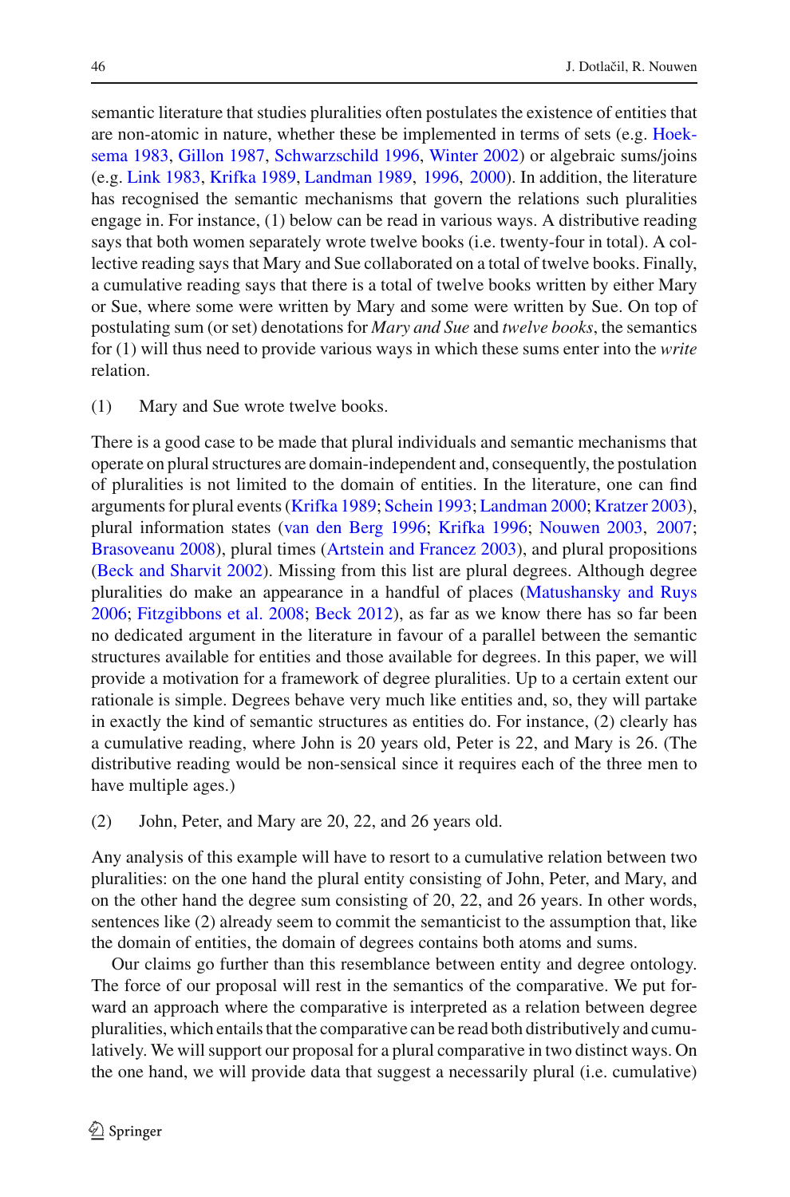semantic literature that studies pluralities often postulates the existence of entities that are non-atomic in nature, whether these be implemented in terms of sets (e.g. Hoeksema 1983, Gillon 1987, Schwarzschild 1996, Winter 2002) or algebraic sums/joins (e.g. Link 1983, Krifka 1989, Landman 1989, 1996, 2000). In addition, the literature has recognised the semantic mechanisms that govern the relations such pluralities engage in. For instance, (1) below can be read in various ways. A distributive reading says that both women separately wrote twelve books (i.e. twenty-four in total). A collective reading says that Mary and Sue collaborated on a total of twelve books. Finally, a cumulative reading says that there is a total of twelve books written by either Mary or Sue, where some were written by Mary and some were written by Sue. On top of postulating sum (or set) denotations for *Mary and Sue* and *twelve books*, the semantics for (1) will thus need to provide various ways in which these sums enter into the *write* relation.

(1) Mary and Sue wrote twelve books.

There is a good case to be made that plural individuals and semantic mechanisms that operate on plural structures are domain-independent and, consequently, the postulation of pluralities is not limited to the domain of entities. In the literature, one can find arguments for plural events (Krifka 1989; Schein 1993; Landman 2000; Kratzer 2003), plural information states (van den Berg 1996; Krifka 1996; Nouwen 2003, 2007; Brasoveanu 2008), plural times (Artstein and Francez 2003), and plural propositions (Beck and Sharvit 2002). Missing from this list are plural degrees. Although degree pluralities do make an appearance in a handful of places (Matushansky and Ruys 2006; Fitzgibbons et al. 2008; Beck 2012), as far as we know there has so far been no dedicated argument in the literature in favour of a parallel between the semantic structures available for entities and those available for degrees. In this paper, we will provide a motivation for a framework of degree pluralities. Up to a certain extent our rationale is simple. Degrees behave very much like entities and, so, they will partake in exactly the kind of semantic structures as entities do. For instance, (2) clearly has a cumulative reading, where John is 20 years old, Peter is 22, and Mary is 26. (The distributive reading would be non-sensical since it requires each of the three men to have multiple ages.)

(2) John, Peter, and Mary are 20, 22, and 26 years old.

Any analysis of this example will have to resort to a cumulative relation between two pluralities: on the one hand the plural entity consisting of John, Peter, and Mary, and on the other hand the degree sum consisting of 20, 22, and 26 years. In other words, sentences like (2) already seem to commit the semanticist to the assumption that, like the domain of entities, the domain of degrees contains both atoms and sums.

Our claims go further than this resemblance between entity and degree ontology. The force of our proposal will rest in the semantics of the comparative. We put forward an approach where the comparative is interpreted as a relation between degree pluralities, which entails that the comparative can be read both distributively and cumulatively. We will support our proposal for a plural comparative in two distinct ways. On the one hand, we will provide data that suggest a necessarily plural (i.e. cumulative)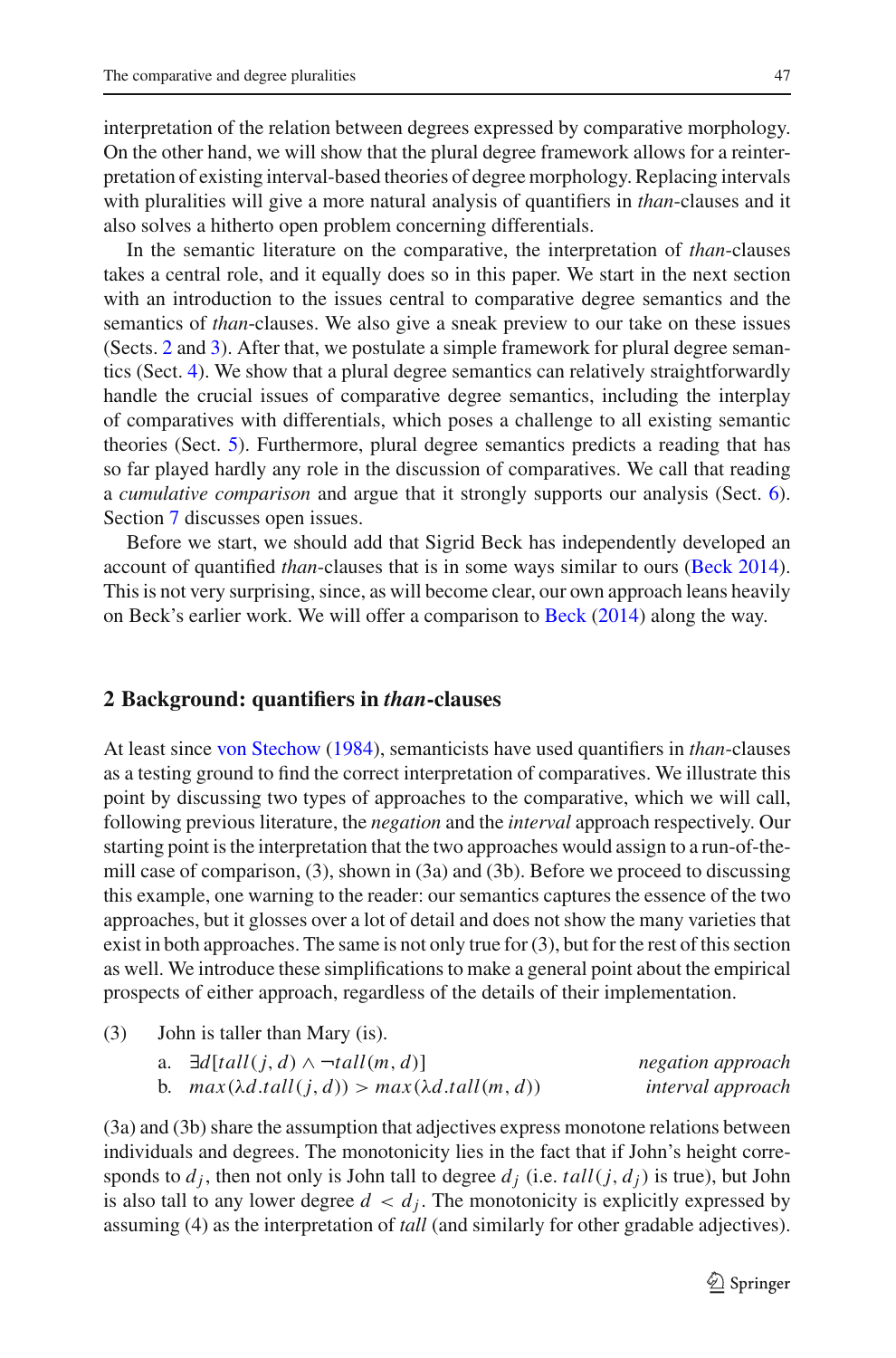interpretation of the relation between degrees expressed by comparative morphology. On the other hand, we will show that the plural degree framework allows for a reinterpretation of existing interval-based theories of degree morphology. Replacing intervals with pluralities will give a more natural analysis of quantifiers in *than*-clauses and it also solves a hitherto open problem concerning differentials.

In the semantic literature on the comparative, the interpretation of *than*-clauses takes a central role, and it equally does so in this paper. We start in the next section with an introduction to the issues central to comparative degree semantics and the semantics of *than*-clauses. We also give a sneak preview to our take on these issues (Sects. 2 and 3). After that, we postulate a simple framework for plural degree semantics (Sect. 4). We show that a plural degree semantics can relatively straightforwardly handle the crucial issues of comparative degree semantics, including the interplay of comparatives with differentials, which poses a challenge to all existing semantic theories (Sect. 5). Furthermore, plural degree semantics predicts a reading that has so far played hardly any role in the discussion of comparatives. We call that reading a *cumulative comparison* and argue that it strongly supports our analysis (Sect. 6). Section 7 discusses open issues.

Before we start, we should add that Sigrid Beck has independently developed an account of quantified *than*-clauses that is in some ways similar to ours (Beck 2014). This is not very surprising, since, as will become clear, our own approach leans heavily on Beck's earlier work. We will offer a comparison to Beck (2014) along the way.

## 2 Background: quantifiers in *than*-clauses

At least since von Stechow (1984), semanticists have used quantifiers in *than*-clauses as a testing ground to find the correct interpretation of comparatives. We illustrate this point by discussing two types of approaches to the comparative, which we will call, following previous literature, the *negation* and the *interval* approach respectively. Our starting point is the interpretation that the two approaches would assign to a run-of-the-mill case of comparison, (3), shown in (3a) and (3b). Before we proceed to discussing this example, one warning to the reader: our semantics captures the essence of the two approaches, but it glosses over a lot of detail and does not show the many varieties that exist in both approaches. The same is not only true for (3), but for the rest of this section as well. We introduce these simplifications to make a general point about the empirical prospects of either approach, regardless of the details of their implementation.

(3) John is taller than Mary (is).

a. $\exists d[tall(j, d) \wedge \neg tall(m, d)]$ *negation approach*

b. $max(\lambda d.tall(j, d)) > max(\lambda d.tall(m, d))$ *interval approach*

(3a) and (3b) share the assumption that adjectives express monotone relations between individuals and degrees. The monotonicity lies in the fact that if John's height corresponds to $d_j$, then not only is John tall to degree $d_j$ (i.e. $tall(j, d_j)$ is true), but John is also tall to any lower degree $d < d_j$. The monotonicity is explicitly expressed by assuming (4) as the interpretation of *tall* (and similarly for other gradable adjectives).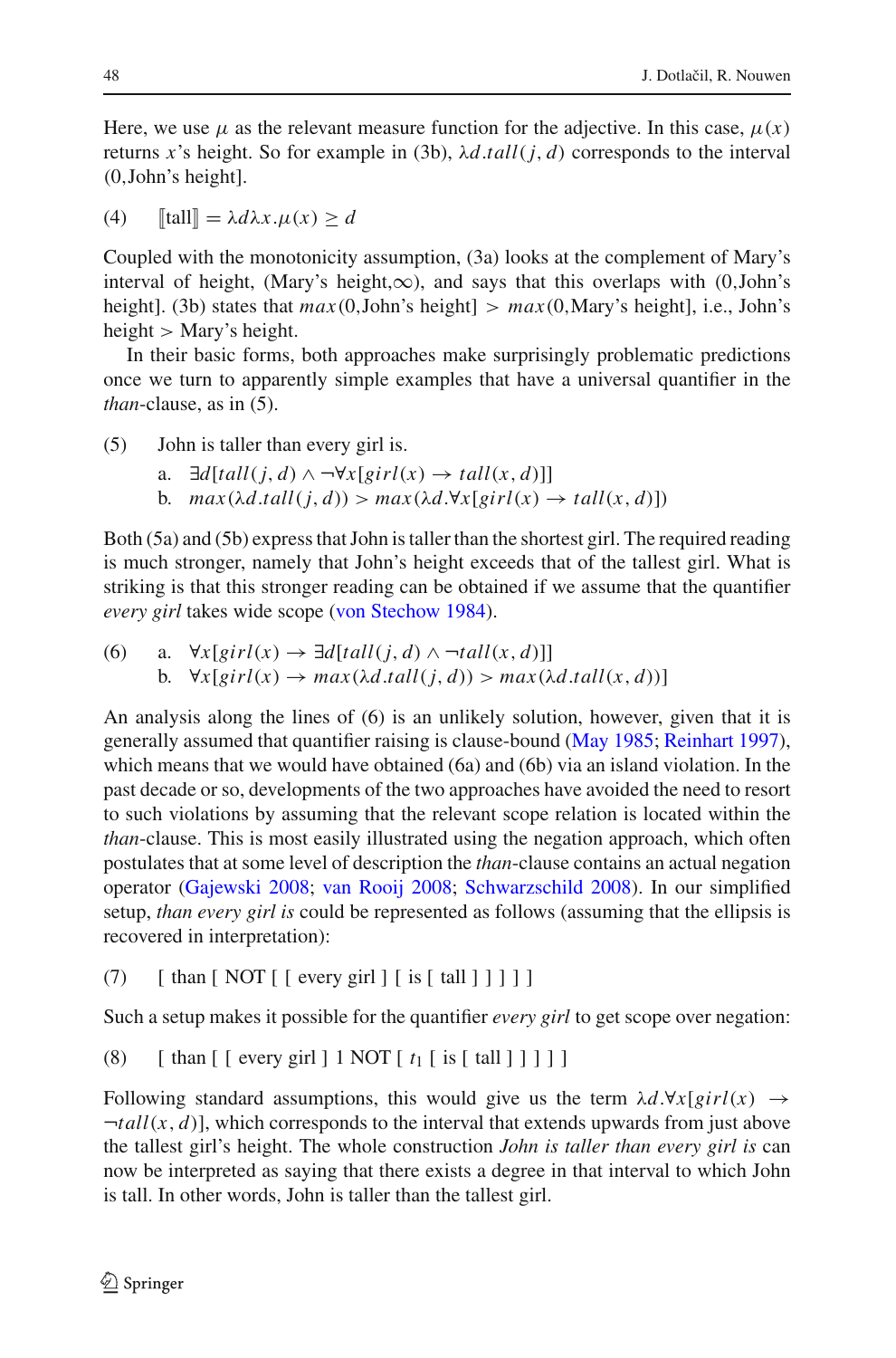Here, we use $\mu$ as the relevant measure function for the adjective. In this case, $\mu(x)$ returns $x$'s height. So for example in (3b), $\lambda d.tall(j, d)$ corresponds to the interval (0,John's height].

(4) $[\![\text{tall}]\!] = \lambda d \lambda x.\mu(x) \geq d$

Coupled with the monotonicity assumption, (3a) looks at the complement of Mary's interval of height, (Mary's height,$\infty$), and says that this overlaps with (0,John's height]. (3b) states that $max$(0,John's height] $>$ $max$(0,Mary's height], i.e., John's height $>$ Mary's height.

In their basic forms, both approaches make surprisingly problematic predictions once we turn to apparently simple examples that have a universal quantifier in the *than*-clause, as in (5).

(5) John is taller than every girl is.
 a. $\exists d[tall(j, d) \wedge \neg\forall x[girl(x) \rightarrow tall(x, d)]]$
 b. $max(\lambda d.tall(j, d)) > max(\lambda d.\forall x[girl(x) \rightarrow tall(x, d)])$

Both (5a) and (5b) express that John is taller than the shortest girl. The required reading is much stronger, namely that John's height exceeds that of the tallest girl. What is striking is that this stronger reading can be obtained if we assume that the quantifier *every girl* takes wide scope (von Stechow 1984).

(6) a. $\forall x[girl(x) \rightarrow \exists d[tall(j, d) \wedge \neg tall(x, d)]]$
 b. $\forall x[girl(x) \rightarrow max(\lambda d.tall(j, d)) > max(\lambda d.tall(x, d))]$

An analysis along the lines of (6) is an unlikely solution, however, given that it is generally assumed that quantifier raising is clause-bound (May 1985; Reinhart 1997), which means that we would have obtained (6a) and (6b) via an island violation. In the past decade or so, developments of the two approaches have avoided the need to resort to such violations by assuming that the relevant scope relation is located within the *than*-clause. This is most easily illustrated using the negation approach, which often postulates that at some level of description the *than*-clause contains an actual negation operator (Gajewski 2008; van Rooij 2008; Schwarzschild 2008). In our simplified setup, *than every girl is* could be represented as follows (assuming that the ellipsis is recovered in interpretation):

(7) [ than [ NOT [ [ every girl ] [ is [ tall ] ] ] ] ]

Such a setup makes it possible for the quantifier *every girl* to get scope over negation:

(8) [ than [ [ every girl ] 1 NOT [ $t_1$ [ is [ tall ] ] ] ] ]

Following standard assumptions, this would give us the term $\lambda d.\forall x[girl(x) \rightarrow \neg tall(x, d)]$, which corresponds to the interval that extends upwards from just above the tallest girl's height. The whole construction *John is taller than every girl is* can now be interpreted as saying that there exists a degree in that interval to which John is tall. In other words, John is taller than the tallest girl.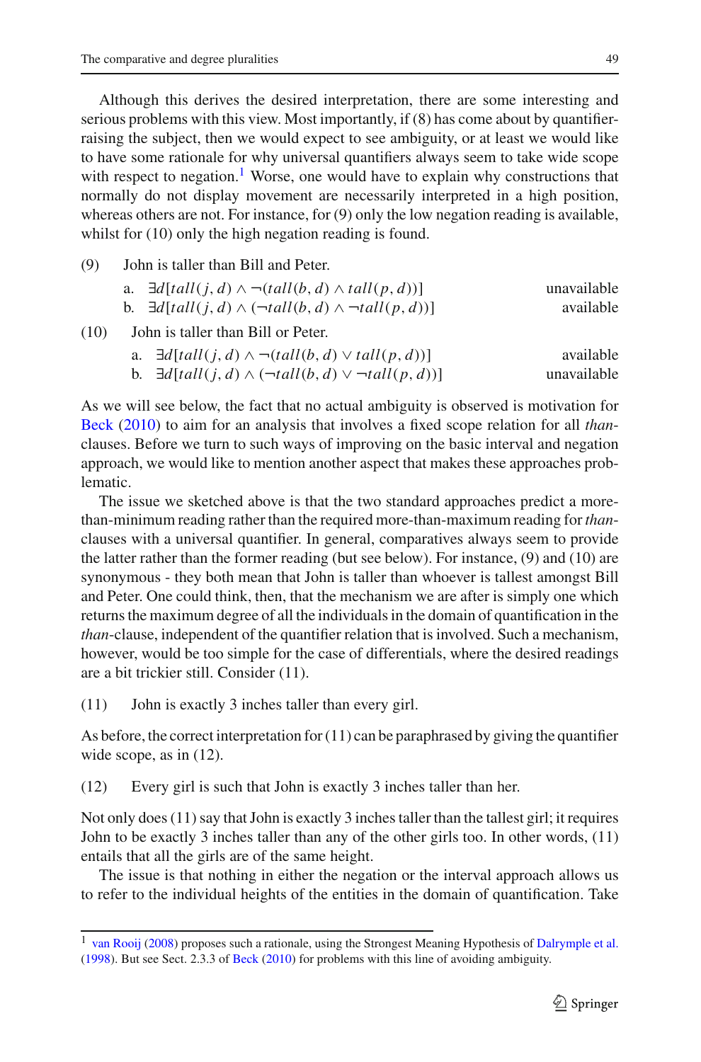Although this derives the desired interpretation, there are some interesting and serious problems with this view. Most importantly, if (8) has come about by quantifier-raising the subject, then we would expect to see ambiguity, or at least we would like to have some rationale for why universal quantifiers always seem to take wide scope with respect to negation.[1] Worse, one would have to explain why constructions that normally do not display movement are necessarily interpreted in a high position, whereas others are not. For instance, for (9) only the low negation reading is available, whilst for (10) only the high negation reading is found.

(9) John is taller than Bill and Peter.

a. $\exists d[tall(j,d) \wedge \neg(tall(b,d) \wedge tall(p,d))]$ unavailable

b. $\exists d[tall(j,d) \wedge (\neg tall(b,d) \wedge \neg tall(p,d))]$ available

(10) John is taller than Bill or Peter.

a. $\exists d[tall(j,d) \wedge \neg(tall(b,d) \vee tall(p,d))]$ available

b. $\exists d[tall(j,d) \wedge (\neg tall(b,d) \vee \neg tall(p,d))]$ unavailable

As we will see below, the fact that no actual ambiguity is observed is motivation for Beck (2010) to aim for an analysis that involves a fixed scope relation for all *than*-clauses. Before we turn to such ways of improving on the basic interval and negation approach, we would like to mention another aspect that makes these approaches problematic.

The issue we sketched above is that the two standard approaches predict a more-than-minimum reading rather than the required more-than-maximum reading for *than*-clauses with a universal quantifier. In general, comparatives always seem to provide the latter rather than the former reading (but see below). For instance, (9) and (10) are synonymous - they both mean that John is taller than whoever is tallest amongst Bill and Peter. One could think, then, that the mechanism we are after is simply one which returns the maximum degree of all the individuals in the domain of quantification in the *than*-clause, independent of the quantifier relation that is involved. Such a mechanism, however, would be too simple for the case of differentials, where the desired readings are a bit trickier still. Consider (11).

(11) John is exactly 3 inches taller than every girl.

As before, the correct interpretation for (11) can be paraphrased by giving the quantifier wide scope, as in (12).

(12) Every girl is such that John is exactly 3 inches taller than her.

Not only does (11) say that John is exactly 3 inches taller than the tallest girl; it requires John to be exactly 3 inches taller than any of the other girls too. In other words, (11) entails that all the girls are of the same height.

The issue is that nothing in either the negation or the interval approach allows us to refer to the individual heights of the entities in the domain of quantification. Take

[1] van Rooij (2008) proposes such a rationale, using the Strongest Meaning Hypothesis of Dalrymple et al. (1998). But see Sect. 2.3.3 of Beck (2010) for problems with this line of avoiding ambiguity.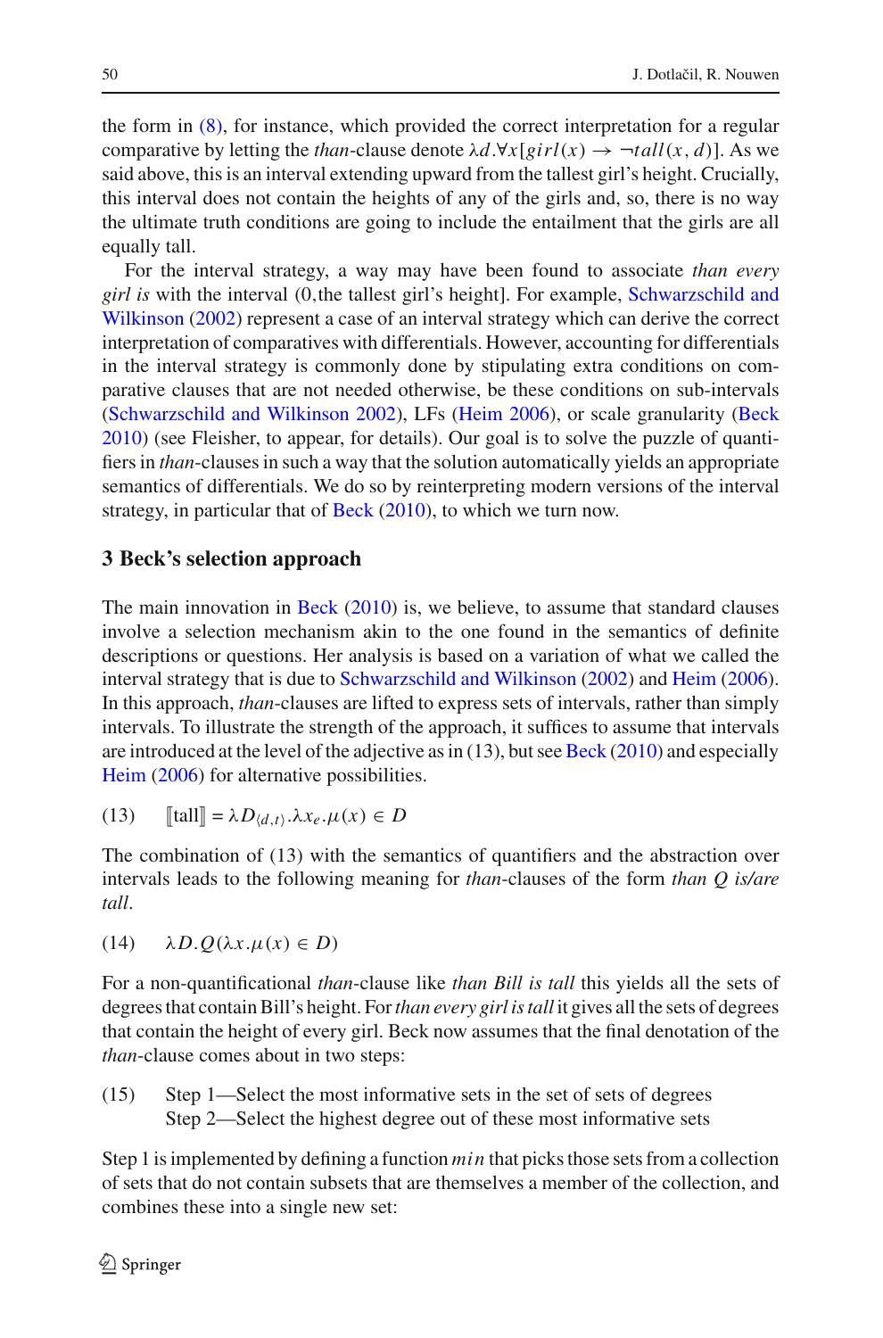the form in (8), for instance, which provided the correct interpretation for a regular comparative by letting the *than*-clause denote $\lambda d.\forall x[girl(x) \rightarrow \neg tall(x, d)]$. As we said above, this is an interval extending upward from the tallest girl's height. Crucially, this interval does not contain the heights of any of the girls and, so, there is no way the ultimate truth conditions are going to include the entailment that the girls are all equally tall.

For the interval strategy, a way may have been found to associate *than every girl is* with the interval (0,the tallest girl's height]. For example, Schwarzschild and Wilkinson (2002) represent a case of an interval strategy which can derive the correct interpretation of comparatives with differentials. However, accounting for differentials in the interval strategy is commonly done by stipulating extra conditions on comparative clauses that are not needed otherwise, be these conditions on sub-intervals (Schwarzschild and Wilkinson 2002), LFs (Heim 2006), or scale granularity (Beck 2010) (see Fleisher, to appear, for details). Our goal is to solve the puzzle of quantifiers in *than*-clauses in such a way that the solution automatically yields an appropriate semantics of differentials. We do so by reinterpreting modern versions of the interval strategy, in particular that of Beck (2010), to which we turn now.

## 3 Beck's selection approach

The main innovation in Beck (2010) is, we believe, to assume that standard clauses involve a selection mechanism akin to the one found in the semantics of definite descriptions or questions. Her analysis is based on a variation of what we called the interval strategy that is due to Schwarzschild and Wilkinson (2002) and Heim (2006). In this approach, *than*-clauses are lifted to express sets of intervals, rather than simply intervals. To illustrate the strength of the approach, it suffices to assume that intervals are introduced at the level of the adjective as in (13), but see Beck (2010) and especially Heim (2006) for alternative possibilities.

(13) $[\![\text{tall}]\!] = \lambda D_{\langle d,t\rangle}.\lambda x_e.\mu(x) \in D$

The combination of (13) with the semantics of quantifiers and the abstraction over intervals leads to the following meaning for *than*-clauses of the form *than Q is/are tall*.

(14) $\lambda D.Q(\lambda x.\mu(x) \in D)$

For a non-quantificational *than*-clause like *than Bill is tall* this yields all the sets of degrees that contain Bill's height. For *than every girl is tall* it gives all the sets of degrees that contain the height of every girl. Beck now assumes that the final denotation of the *than*-clause comes about in two steps:

(15) Step 1—Select the most informative sets in the set of sets of degrees
Step 2—Select the highest degree out of these most informative sets

Step 1 is implemented by defining a function $min$ that picks those sets from a collection of sets that do not contain subsets that are themselves a member of the collection, and combines these into a single new set: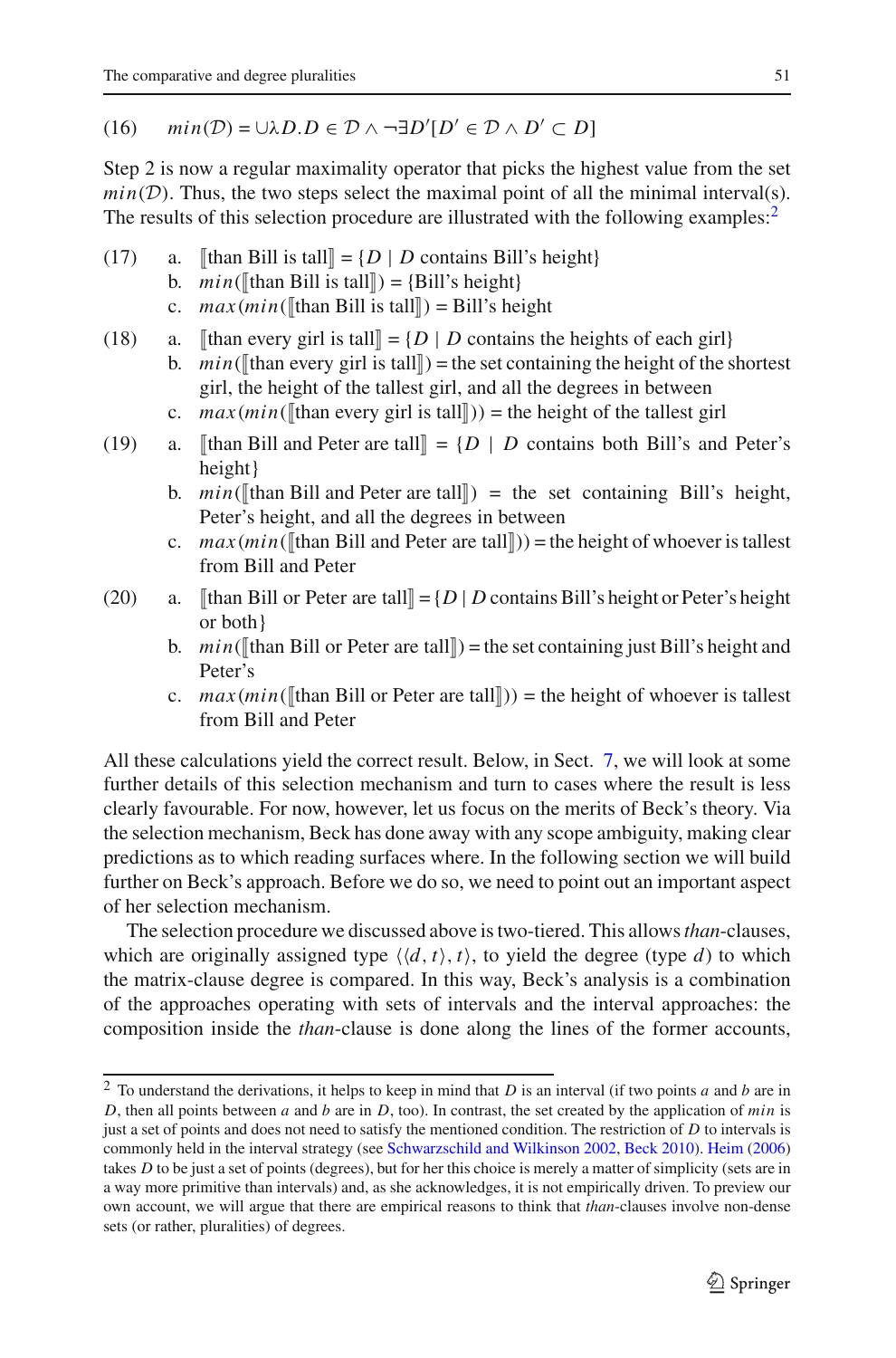(16) $min(\mathcal{D}) = \cup\lambda D.D \in \mathcal{D} \wedge \neg\exists D'[D' \in \mathcal{D} \wedge D' \subset D]$

Step 2 is now a regular maximality operator that picks the highest value from the set $min(\mathcal{D})$. Thus, the two steps select the maximal point of all the minimal interval(s). The results of this selection procedure are illustrated with the following examples:[2]

(17)
a. $[\![$than Bill is tall$]\!]$ = {$D$ | $D$ contains Bill's height}
b. $min([\![$than Bill is tall$]\!])$ = {Bill's height}
c. $max(min([\![$than Bill is tall$]\!])$ = Bill's height

(18)
a. $[\![$than every girl is tall$]\!]$ = {$D$ | $D$ contains the heights of each girl}
b. $min([\![$than every girl is tall$]\!])$ = the set containing the height of the shortest girl, the height of the tallest girl, and all the degrees in between
c. $max(min([\![$than every girl is tall$]\!]))$ = the height of the tallest girl

(19)
a. $[\![$than Bill and Peter are tall$]\!]$ = {$D$ | $D$ contains both Bill's and Peter's height}
b. $min([\![$than Bill and Peter are tall$]\!])$ = the set containing Bill's height, Peter's height, and all the degrees in between
c. $max(min([\![$than Bill and Peter are tall$]\!]))$ = the height of whoever is tallest from Bill and Peter

(20)
a. $[\![$than Bill or Peter are tall$]\!]$ = {$D$ | $D$ contains Bill's height or Peter's height or both}
b. $min([\![$than Bill or Peter are tall$]\!])$ = the set containing just Bill's height and Peter's
c. $max(min([\![$than Bill or Peter are tall$]\!]))$ = the height of whoever is tallest from Bill and Peter

All these calculations yield the correct result. Below, in Sect. 7, we will look at some further details of this selection mechanism and turn to cases where the result is less clearly favourable. For now, however, let us focus on the merits of Beck's theory. Via the selection mechanism, Beck has done away with any scope ambiguity, making clear predictions as to which reading surfaces where. In the following section we will build further on Beck's approach. Before we do so, we need to point out an important aspect of her selection mechanism.

The selection procedure we discussed above is two-tiered. This allows *than*-clauses, which are originally assigned type $\langle\langle d, t\rangle, t\rangle$, to yield the degree (type $d$) to which the matrix-clause degree is compared. In this way, Beck's analysis is a combination of the approaches operating with sets of intervals and the interval approaches: the composition inside the *than*-clause is done along the lines of the former accounts,

[2] To understand the derivations, it helps to keep in mind that $D$ is an interval (if two points $a$ and $b$ are in $D$, then all points between $a$ and $b$ are in $D$, too). In contrast, the set created by the application of $min$ is just a set of points and does not need to satisfy the mentioned condition. The restriction of $D$ to intervals is commonly held in the interval strategy (see Schwarzschild and Wilkinson 2002, Beck 2010). Heim (2006) takes $D$ to be just a set of points (degrees), but for her this choice is merely a matter of simplicity (sets are in a way more primitive than intervals) and, as she acknowledges, it is not empirically driven. To preview our own account, we will argue that there are empirical reasons to think that *than*-clauses involve non-dense sets (or rather, pluralities) of degrees.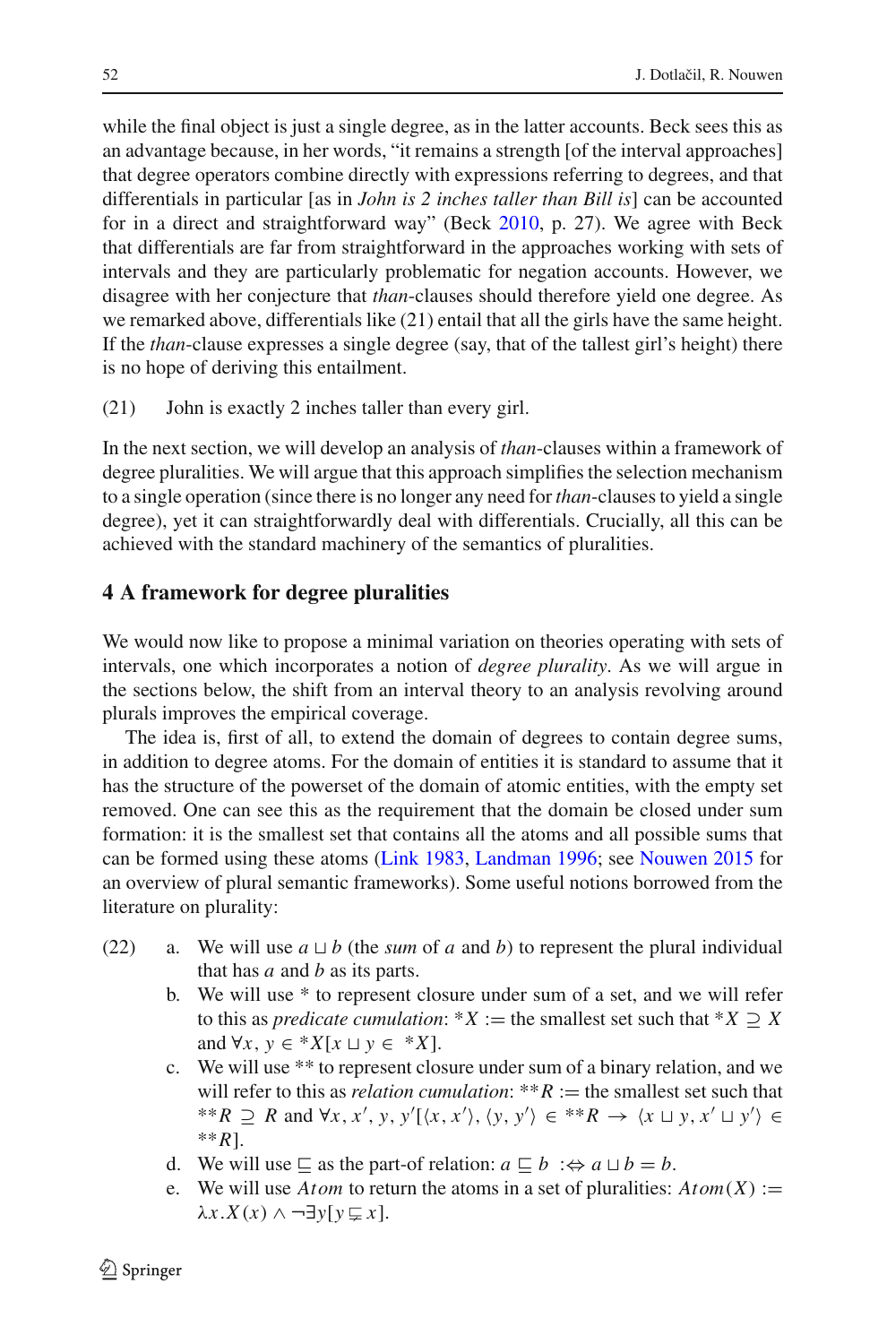while the final object is just a single degree, as in the latter accounts. Beck sees this as an advantage because, in her words, “it remains a strength [of the interval approaches] that degree operators combine directly with expressions referring to degrees, and that differentials in particular [as in *John is 2 inches taller than Bill is*] can be accounted for in a direct and straightforward way” (Beck 2010, p. 27). We agree with Beck that differentials are far from straightforward in the approaches working with sets of intervals and they are particularly problematic for negation accounts. However, we disagree with her conjecture that *than*-clauses should therefore yield one degree. As we remarked above, differentials like (21) entail that all the girls have the same height. If the *than*-clause expresses a single degree (say, that of the tallest girl’s height) there is no hope of deriving this entailment.

(21) John is exactly 2 inches taller than every girl.

In the next section, we will develop an analysis of *than*-clauses within a framework of degree pluralities. We will argue that this approach simplifies the selection mechanism to a single operation (since there is no longer any need for *than*-clauses to yield a single degree), yet it can straightforwardly deal with differentials. Crucially, all this can be achieved with the standard machinery of the semantics of pluralities.

## 4 A framework for degree pluralities

We would now like to propose a minimal variation on theories operating with sets of intervals, one which incorporates a notion of *degree plurality*. As we will argue in the sections below, the shift from an interval theory to an analysis revolving around plurals improves the empirical coverage.

The idea is, first of all, to extend the domain of degrees to contain degree sums, in addition to degree atoms. For the domain of entities it is standard to assume that it has the structure of the powerset of the domain of atomic entities, with the empty set removed. One can see this as the requirement that the domain be closed under sum formation: it is the smallest set that contains all the atoms and all possible sums that can be formed using these atoms (Link 1983, Landman 1996; see Nouwen 2015 for an overview of plural semantic frameworks). Some useful notions borrowed from the literature on plurality:

(22)
a. We will use $a \sqcup b$ (the *sum* of $a$ and $b$) to represent the plural individual that has $a$ and $b$ as its parts.
b. We will use * to represent closure under sum of a set, and we will refer to this as *predicate cumulation*: $*X :=$ the smallest set such that $*X \supseteq X$ and $\forall x, y \in *X[x \sqcup y \in *X]$.
c. We will use ** to represent closure under sum of a binary relation, and we will refer to this as *relation cumulation*: $**R :=$ the smallest set such that $**R \supseteq R$ and $\forall x, x', y, y'[\langle x, x'\rangle, \langle y, y'\rangle \in **R \rightarrow \langle x \sqcup y, x' \sqcup y'\rangle \in **R]$.
d. We will use $\sqsubseteq$ as the part-of relation: $a \sqsubseteq b \;:\Leftrightarrow a \sqcup b = b$.
e. We will use $Atom$ to return the atoms in a set of pluralities: $Atom(X) := \lambda x.X(x) \wedge \neg\exists y[y \sqsubsetneq x]$.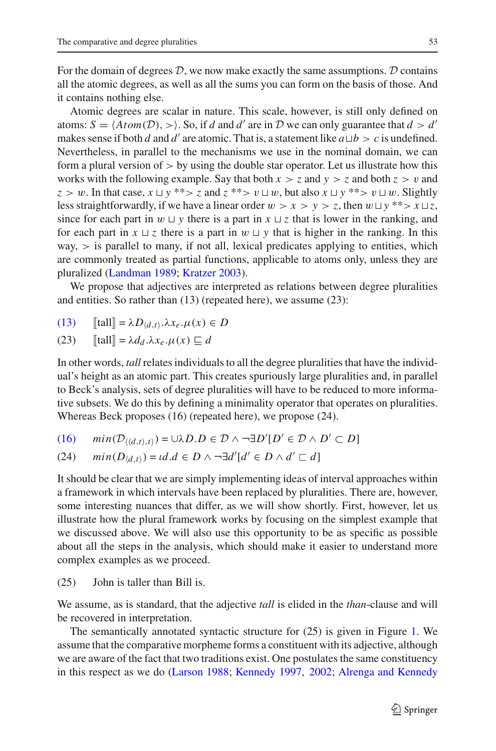For the domain of degrees $\mathcal{D}$, we now make exactly the same assumptions. $\mathcal{D}$ contains all the atomic degrees, as well as all the sums you can form on the basis of those. And it contains nothing else.

Atomic degrees are scalar in nature. This scale, however, is still only defined on atoms: $S = \langle Atom(\mathcal{D}), > \rangle$. So, if $d$ and $d'$ are in $\mathcal{D}$ we can only guarantee that $d > d'$ makes sense if both $d$ and $d'$ are atomic. That is, a statement like $a \sqcup b > c$ is undefined. Nevertheless, in parallel to the mechanisms we use in the nominal domain, we can form a plural version of $>$ by using the double star operator. Let us illustrate how this works with the following example. Say that both $x > z$ and $y > z$ and both $z > v$ and $z > w$. In that case, $x \sqcup y$ $^{**}\!>$ $z$ and $z$ $^{**}\!>$ $v \sqcup w$, but also $x \sqcup y$ $^{**}\!>$ $v \sqcup w$. Slightly less straightforwardly, if we have a linear order $w > x > y > z$, then $w \sqcup y$ $^{**}\!>$ $x \sqcup z$, since for each part in $w \sqcup y$ there is a part in $x \sqcup z$ that is lower in the ranking, and for each part in $x \sqcup z$ there is a part in $w \sqcup y$ that is higher in the ranking. In this way, $>$ is parallel to many, if not all, lexical predicates applying to entities, which are commonly treated as partial functions, applicable to atoms only, unless they are pluralized (Landman 1989; Kratzer 2003).

We propose that adjectives are interpreted as relations between degree pluralities and entities. So rather than (13) (repeated here), we assume (23):

(13) $[\![\text{tall}]\!] = \lambda D_{\langle d,t \rangle}.\lambda x_e.\mu(x) \in D$

(23) $[\![\text{tall}]\!] = \lambda d_d.\lambda x_e.\mu(x) \sqsubseteq d$

In other words, *tall* relates individuals to all the degree pluralities that have the individual's height as an atomic part. This creates spuriously large pluralities and, in parallel to Beck's analysis, sets of degree pluralities will have to be reduced to more informative subsets. We do this by defining a minimality operator that operates on pluralities. Whereas Beck proposes (16) (repeated here), we propose (24).

(16) $min(\mathcal{D}_{\langle\langle d,t \rangle,t \rangle}) = \cup\lambda D.D \in \mathcal{D} \wedge \neg\exists D'[D' \in \mathcal{D} \wedge D' \subset D]$

(24) $min(D_{\langle d,t \rangle}) = \iota d.d \in D \wedge \neg\exists d'[d' \in D \wedge d' \sqsubset d]$

It should be clear that we are simply implementing ideas of interval approaches within a framework in which intervals have been replaced by pluralities. There are, however, some interesting nuances that differ, as we will show shortly. First, however, let us illustrate how the plural framework works by focusing on the simplest example that we discussed above. We will also use this opportunity to be as specific as possible about all the steps in the analysis, which should make it easier to understand more complex examples as we proceed.

(25) John is taller than Bill is.

We assume, as is standard, that the adjective *tall* is elided in the *than*-clause and will be recovered in interpretation.

The semantically annotated syntactic structure for (25) is given in Figure 1. We assume that the comparative morpheme forms a constituent with its adjective, although we are aware of the fact that two traditions exist. One postulates the same constituency in this respect as we do (Larson 1988; Kennedy 1997, 2002; Alrenga and Kennedy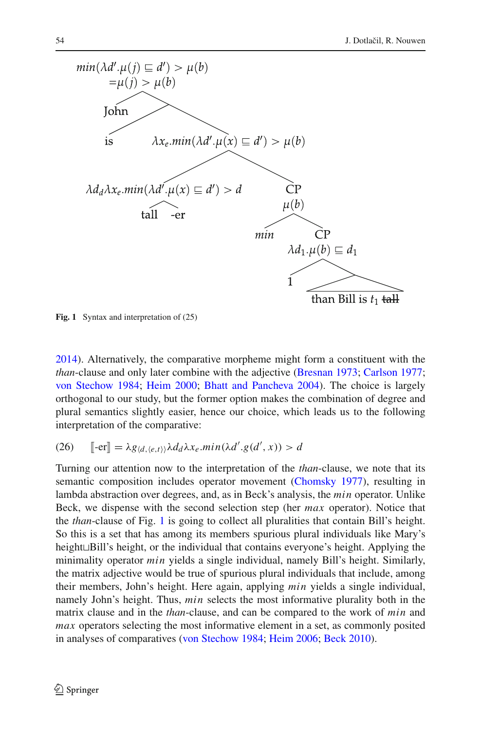$min(\lambda d'.\mu(j) \sqsubseteq d') > \mu(b)$
$=\mu(j) > \mu(b)$

John

is $\quad \lambda x_e.min(\lambda d'.\mu(x) \sqsubseteq d') > \mu(b)$

$\lambda d_d \lambda x_e.min(\lambda d'.\mu(x) \sqsubseteq d') > d$ $\quad$ CP $\mu(b)$

tall -er $\quad$ *min* $\quad$ CP $\lambda d_1.\mu(b) \sqsubseteq d_1$

1 $\quad$ than Bill is $t_1$ ~~tall~~

**Fig. 1** Syntax and interpretation of (25)

2014). Alternatively, the comparative morpheme might form a constituent with the *than*-clause and only later combine with the adjective (Bresnan 1973; Carlson 1977; von Stechow 1984; Heim 2000; Bhatt and Pancheva 2004). The choice is largely orthogonal to our study, but the former option makes the combination of degree and plural semantics slightly easier, hence our choice, which leads us to the following interpretation of the comparative:

(26) $\quad [\![\text{-er}]\!] = \lambda g_{\langle d,\langle e,t\rangle\rangle} \lambda d_d \lambda x_e.min(\lambda d'.g(d', x)) > d$

Turning our attention now to the interpretation of the *than*-clause, we note that its semantic composition includes operator movement (Chomsky 1977), resulting in lambda abstraction over degrees, and, as in Beck's analysis, the *min* operator. Unlike Beck, we dispense with the second selection step (her *max* operator). Notice that the *than*-clause of Fig. 1 is going to collect all pluralities that contain Bill's height. So this is a set that has among its members spurious plural individuals like Mary's height$\sqcup$Bill's height, or the individual that contains everyone's height. Applying the minimality operator *min* yields a single individual, namely Bill's height. Similarly, the matrix adjective would be true of spurious plural individuals that include, among their members, John's height. Here again, applying *min* yields a single individual, namely John's height. Thus, *min* selects the most informative plurality both in the matrix clause and in the *than*-clause, and can be compared to the work of *min* and *max* operators selecting the most informative element in a set, as commonly posited in analyses of comparatives (von Stechow 1984; Heim 2006; Beck 2010).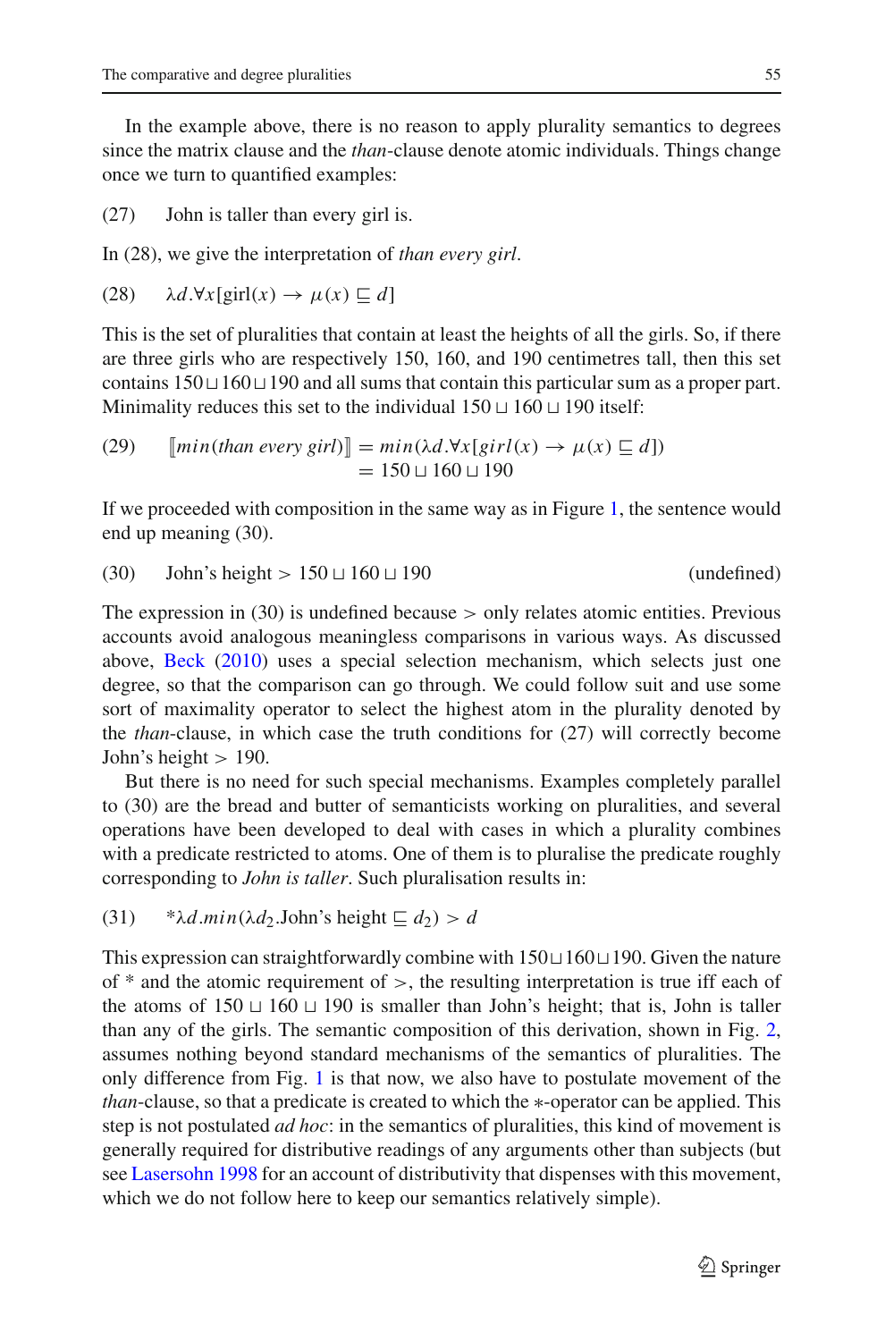In the example above, there is no reason to apply plurality semantics to degrees since the matrix clause and the *than*-clause denote atomic individuals. Things change once we turn to quantified examples:

(27) John is taller than every girl is.

In (28), we give the interpretation of *than every girl*.

(28) $\lambda d.\forall x[\text{girl}(x) \rightarrow \mu(x) \sqsubseteq d]$

This is the set of pluralities that contain at least the heights of all the girls. So, if there are three girls who are respectively 150, 160, and 190 centimetres tall, then this set contains $150 \sqcup 160 \sqcup 190$ and all sums that contain this particular sum as a proper part. Minimality reduces this set to the individual $150 \sqcup 160 \sqcup 190$ itself:

(29) $[\![min(than\ every\ girl)]\!] = min(\lambda d.\forall x[girl(x) \rightarrow \mu(x) \sqsubseteq d])$
$= 150 \sqcup 160 \sqcup 190$

If we proceeded with composition in the same way as in Figure 1, the sentence would end up meaning (30).

(30) John's height $> 150 \sqcup 160 \sqcup 190$ (undefined)

The expression in (30) is undefined because $>$ only relates atomic entities. Previous accounts avoid analogous meaningless comparisons in various ways. As discussed above, Beck (2010) uses a special selection mechanism, which selects just one degree, so that the comparison can go through. We could follow suit and use some sort of maximality operator to select the highest atom in the plurality denoted by the *than*-clause, in which case the truth conditions for (27) will correctly become John's height $> 190$.

But there is no need for such special mechanisms. Examples completely parallel to (30) are the bread and butter of semanticists working on pluralities, and several operations have been developed to deal with cases in which a plurality combines with a predicate restricted to atoms. One of them is to pluralise the predicate roughly corresponding to *John is taller*. Such pluralisation results in:

(31) $^{*}\lambda d.min(\lambda d_2.\text{John's height} \sqsubseteq d_2) > d$

This expression can straightforwardly combine with $150 \sqcup 160 \sqcup 190$. Given the nature of * and the atomic requirement of $>$, the resulting interpretation is true iff each of the atoms of $150 \sqcup 160 \sqcup 190$ is smaller than John's height; that is, John is taller than any of the girls. The semantic composition of this derivation, shown in Fig. 2, assumes nothing beyond standard mechanisms of the semantics of pluralities. The only difference from Fig. 1 is that now, we also have to postulate movement of the *than*-clause, so that a predicate is created to which the $*$-operator can be applied. This step is not postulated *ad hoc*: in the semantics of pluralities, this kind of movement is generally required for distributive readings of any arguments other than subjects (but see Lasersohn 1998 for an account of distributivity that dispenses with this movement, which we do not follow here to keep our semantics relatively simple).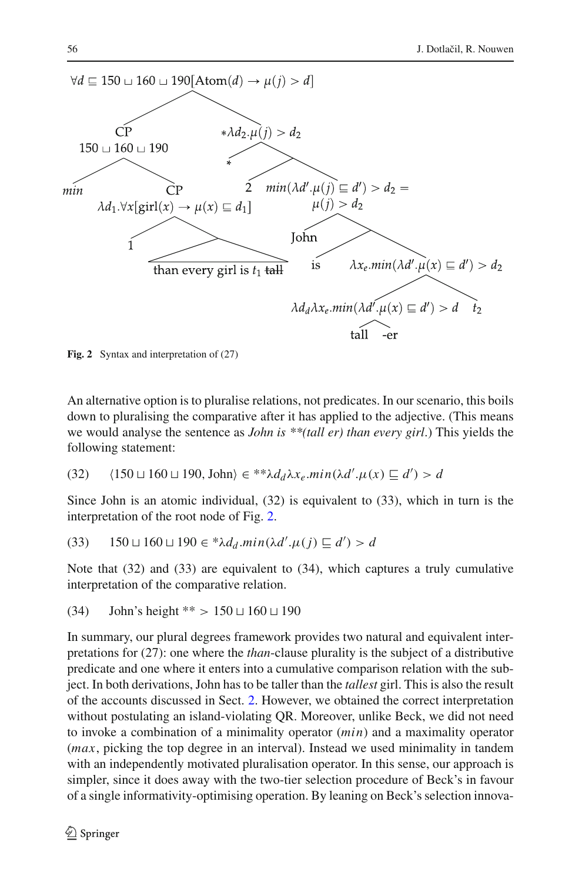$\forall d \sqsubseteq 150 \sqcup 160 \sqcup 190[\text{Atom}(d) \rightarrow \mu(j) > d]$

CP $150 \sqcup 160 \sqcup 190$ — *min*, CP $\lambda d_1.\forall x[\text{girl}(x) \rightarrow \mu(x) \sqsubseteq d_1]$ — 1, than every girl is $t_1$ ~~tall~~

$*\lambda d_2.\mu(j) > d_2$ — $*$, 2, $min(\lambda d'.\mu(j) \sqsubseteq d') > d_2 = \mu(j) > d_2$ — John, is, $\lambda x_e.min(\lambda d'.\mu(x) \sqsubseteq d') > d_2$ — $\lambda d_d \lambda x_e.min(\lambda d'.\mu(x) \sqsubseteq d') > d$ (tall -er), $t_2$

**Fig. 2** Syntax and interpretation of (27)

An alternative option is to pluralise relations, not predicates. In our scenario, this boils down to pluralising the comparative after it has applied to the adjective. (This means we would analyse the sentence as *John is **(tall er) than every girl*.) This yields the following statement:

(32) $\langle 150 \sqcup 160 \sqcup 190, \text{John}\rangle \in **\lambda d_d \lambda x_e.min(\lambda d'.\mu(x) \sqsubseteq d') > d$

Since John is an atomic individual, (32) is equivalent to (33), which in turn is the interpretation of the root node of Fig. 2.

(33) $150 \sqcup 160 \sqcup 190 \in *\lambda d_d.min(\lambda d'.\mu(j) \sqsubseteq d') > d$

Note that (32) and (33) are equivalent to (34), which captures a truly cumulative interpretation of the comparative relation.

(34) John's height $** > 150 \sqcup 160 \sqcup 190$

In summary, our plural degrees framework provides two natural and equivalent interpretations for (27): one where the *than*-clause plurality is the subject of a distributive predicate and one where it enters into a cumulative comparison relation with the subject. In both derivations, John has to be taller than the *tallest* girl. This is also the result of the accounts discussed in Sect. 2. However, we obtained the correct interpretation without postulating an island-violating QR. Moreover, unlike Beck, we did not need to invoke a combination of a minimality operator ($min$) and a maximality operator ($max$, picking the top degree in an interval). Instead we used minimality in tandem with an independently motivated pluralisation operator. In this sense, our approach is simpler, since it does away with the two-tier selection procedure of Beck's in favour of a single informativity-optimising operation. By leaning on Beck's selection innova-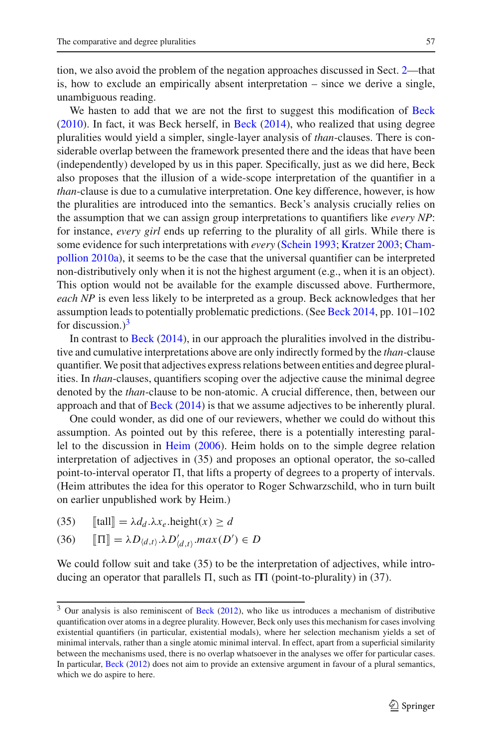tion, we also avoid the problem of the negation approaches discussed in Sect. 2—that is, how to exclude an empirically absent interpretation – since we derive a single, unambiguous reading.

We hasten to add that we are not the first to suggest this modification of Beck (2010). In fact, it was Beck herself, in Beck (2014), who realized that using degree pluralities would yield a simpler, single-layer analysis of *than*-clauses. There is considerable overlap between the framework presented there and the ideas that have been (independently) developed by us in this paper. Specifically, just as we did here, Beck also proposes that the illusion of a wide-scope interpretation of the quantifier in a *than*-clause is due to a cumulative interpretation. One key difference, however, is how the pluralities are introduced into the semantics. Beck's analysis crucially relies on the assumption that we can assign group interpretations to quantifiers like *every NP*: for instance, *every girl* ends up referring to the plurality of all girls. While there is some evidence for such interpretations with *every* (Schein 1993; Kratzer 2003; Champollion 2010a), it seems to be the case that the universal quantifier can be interpreted non-distributively only when it is not the highest argument (e.g., when it is an object). This option would not be available for the example discussed above. Furthermore, *each NP* is even less likely to be interpreted as a group. Beck acknowledges that her assumption leads to potentially problematic predictions. (See Beck 2014, pp. 101–102 for discussion.)[3]

In contrast to Beck (2014), in our approach the pluralities involved in the distributive and cumulative interpretations above are only indirectly formed by the *than*-clause quantifier. We posit that adjectives express relations between entities and degree pluralities. In *than*-clauses, quantifiers scoping over the adjective cause the minimal degree denoted by the *than*-clause to be non-atomic. A crucial difference, then, between our approach and that of Beck (2014) is that we assume adjectives to be inherently plural.

One could wonder, as did one of our reviewers, whether we could do without this assumption. As pointed out by this referee, there is a potentially interesting parallel to the discussion in Heim (2006). Heim holds on to the simple degree relation interpretation of adjectives in (35) and proposes an optional operator, the so-called point-to-interval operator Π, that lifts a property of degrees to a property of intervals. (Heim attributes the idea for this operator to Roger Schwarzschild, who in turn built on earlier unpublished work by Heim.)

(35) $[\![\text{tall}]\!] = \lambda d_d.\lambda x_e.\text{height}(x) \geq d$

(36) $[\![\Pi]\!] = \lambda D_{\langle d,t\rangle}.\lambda D'_{\langle d,t\rangle}.max(D') \in D$

We could follow suit and take (35) to be the interpretation of adjectives, while introducing an operator that parallels Π, such as ΠΠ (point-to-plurality) in (37).

[3] Our analysis is also reminiscent of Beck (2012), who like us introduces a mechanism of distributive quantification over atoms in a degree plurality. However, Beck only uses this mechanism for cases involving existential quantifiers (in particular, existential modals), where her selection mechanism yields a set of minimal intervals, rather than a single atomic minimal interval. In effect, apart from a superficial similarity between the mechanisms used, there is no overlap whatsoever in the analyses we offer for particular cases. In particular, Beck (2012) does not aim to provide an extensive argument in favour of a plural semantics, which we do aspire to here.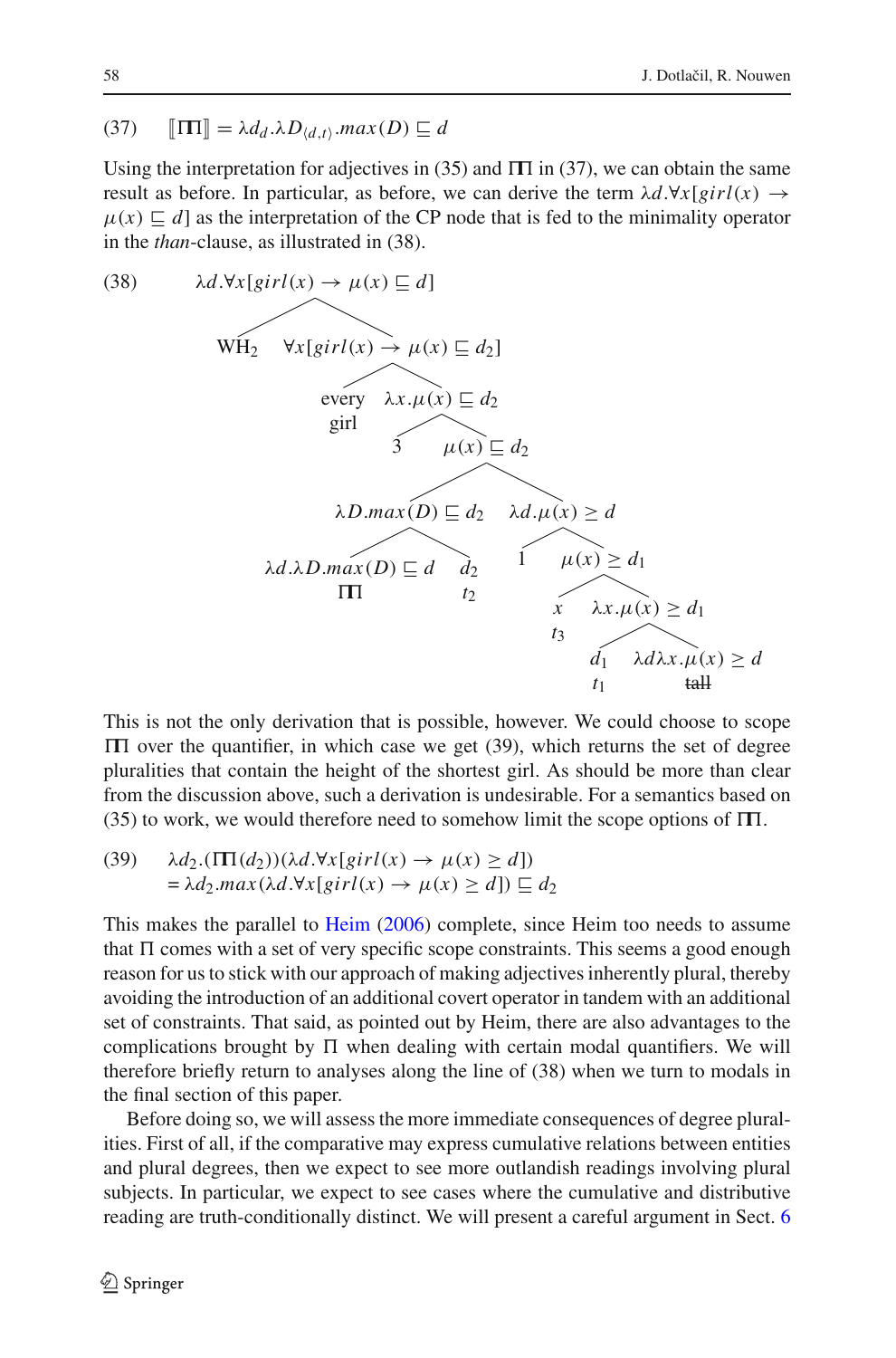(37) $[\![\Pi\!\Pi]\!] = \lambda d_d.\lambda D_{\langle d,t\rangle}.max(D) \sqsubseteq d$

Using the interpretation for adjectives in (35) and $\Pi\!\Pi$ in (37), we can obtain the same result as before. In particular, as before, we can derive the term $\lambda d.\forall x[girl(x) \rightarrow \mu(x) \sqsubseteq d]$ as the interpretation of the CP node that is fed to the minimality operator in the *than*-clause, as illustrated in (38).

(38)

```
λd.∀x[girl(x) → μ(x) ⊑ d]
├── WH₂
└── ∀x[girl(x) → μ(x) ⊑ d₂]
    ├── every girl
    └── λx.μ(x) ⊑ d₂
        ├── 3
        └── μ(x) ⊑ d₂
            ├── λD.max(D) ⊑ d₂
            │   ├── λd.λD.max(D) ⊑ d   (ΠΠ)
            │   └── d₂   (t₂)
            └── λd.μ(x) ≥ d
                ├── 1
                └── μ(x) ≥ d₁
                    ├── x   (t₃)
                    └── λx.μ(x) ≥ d₁
                        ├── d₁   (t₁)
                        └── λdλx.μ(x) ≥ d   (~~tall~~)
```

This is not the only derivation that is possible, however. We could choose to scope $\Pi\!\Pi$ over the quantifier, in which case we get (39), which returns the set of degree pluralities that contain the height of the shortest girl. As should be more than clear from the discussion above, such a derivation is undesirable. For a semantics based on (35) to work, we would therefore need to somehow limit the scope options of $\Pi\!\Pi$.

(39) $\lambda d_2.(\Pi\!\Pi(d_2))(\lambda d.\forall x[girl(x) \rightarrow \mu(x) \geq d])$
$= \lambda d_2.max(\lambda d.\forall x[girl(x) \rightarrow \mu(x) \geq d]) \sqsubseteq d_2$

This makes the parallel to Heim (2006) complete, since Heim too needs to assume that $\Pi$ comes with a set of very specific scope constraints. This seems a good enough reason for us to stick with our approach of making adjectives inherently plural, thereby avoiding the introduction of an additional covert operator in tandem with an additional set of constraints. That said, as pointed out by Heim, there are also advantages to the complications brought by $\Pi$ when dealing with certain modal quantifiers. We will therefore briefly return to analyses along the line of (38) when we turn to modals in the final section of this paper.

Before doing so, we will assess the more immediate consequences of degree pluralities. First of all, if the comparative may express cumulative relations between entities and plural degrees, then we expect to see more outlandish readings involving plural subjects. In particular, we expect to see cases where the cumulative and distributive reading are truth-conditionally distinct. We will present a careful argument in Sect. 6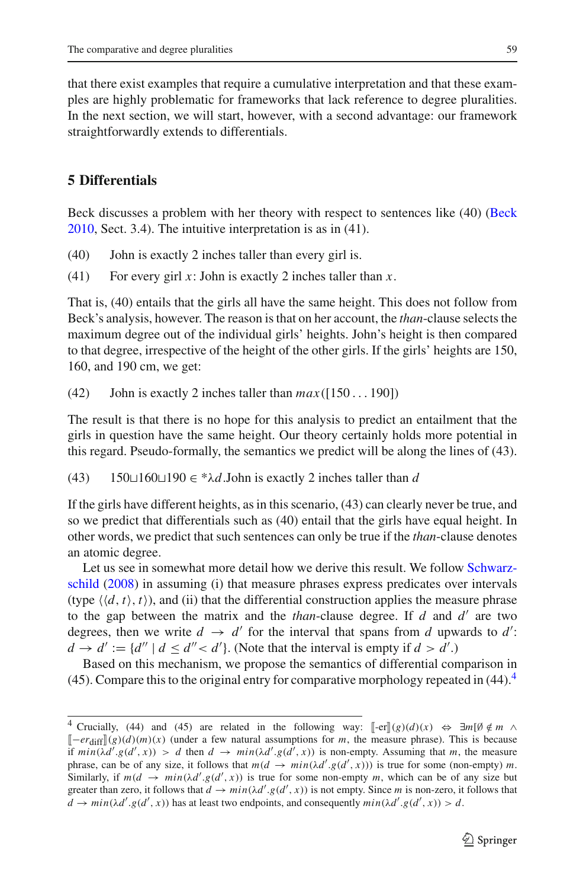that there exist examples that require a cumulative interpretation and that these examples are highly problematic for frameworks that lack reference to degree pluralities. In the next section, we will start, however, with a second advantage: our framework straightforwardly extends to differentials.

## 5 Differentials

Beck discusses a problem with her theory with respect to sentences like (40) (Beck 2010, Sect. 3.4). The intuitive interpretation is as in (41).

(40) John is exactly 2 inches taller than every girl is.

(41) For every girl $x$: John is exactly 2 inches taller than $x$.

That is, (40) entails that the girls all have the same height. This does not follow from Beck's analysis, however. The reason is that on her account, the *than*-clause selects the maximum degree out of the individual girls' heights. John's height is then compared to that degree, irrespective of the height of the other girls. If the girls' heights are 150, 160, and 190 cm, we get:

(42) John is exactly 2 inches taller than $max([150\ldots190])$

The result is that there is no hope for this analysis to predict an entailment that the girls in question have the same height. Our theory certainly holds more potential in this regard. Pseudo-formally, the semantics we predict will be along the lines of (43).

(43) $150 \sqcup 160 \sqcup 190 \in {}^*\lambda d$.John is exactly 2 inches taller than $d$

If the girls have different heights, as in this scenario, (43) can clearly never be true, and so we predict that differentials such as (40) entail that the girls have equal height. In other words, we predict that such sentences can only be true if the *than*-clause denotes an atomic degree.

Let us see in somewhat more detail how we derive this result. We follow Schwarzschild (2008) in assuming (i) that measure phrases express predicates over intervals (type $\langle\langle d,t\rangle,t\rangle$), and (ii) that the differential construction applies the measure phrase to the gap between the matrix and the *than*-clause degree. If $d$ and $d'$ are two degrees, then we write $d \to d'$ for the interval that spans from $d$ upwards to $d'$: $d \to d' := \{d'' \mid d \leq d'' < d'\}$. (Note that the interval is empty if $d > d'$.)

Based on this mechanism, we propose the semantics of differential comparison in (45). Compare this to the original entry for comparative morphology repeated in (44).[4]

---

[4] Crucially, (44) and (45) are related in the following way: $[\![\text{-er}]\!](g)(d)(x) \Leftrightarrow \exists m[\emptyset \notin m \wedge [\![-er_{\text{diff}}]\!](g)(d)(m)(x)$ (under a few natural assumptions for $m$, the measure phrase). This is because if $min(\lambda d'.g(d',x)) > d$ then $d \to min(\lambda d'.g(d',x))$ is non-empty. Assuming that $m$, the measure phrase, can be of any size, it follows that $m(d \to min(\lambda d'.g(d',x)))$ is true for some (non-empty) $m$. Similarly, if $m(d \to min(\lambda d'.g(d',x))$ is true for some non-empty $m$, which can be of any size but greater than zero, it follows that $d \to min(\lambda d'.g(d',x))$ is not empty. Since $m$ is non-zero, it follows that $d \to min(\lambda d'.g(d',x))$ has at least two endpoints, and consequently $min(\lambda d'.g(d',x)) > d$.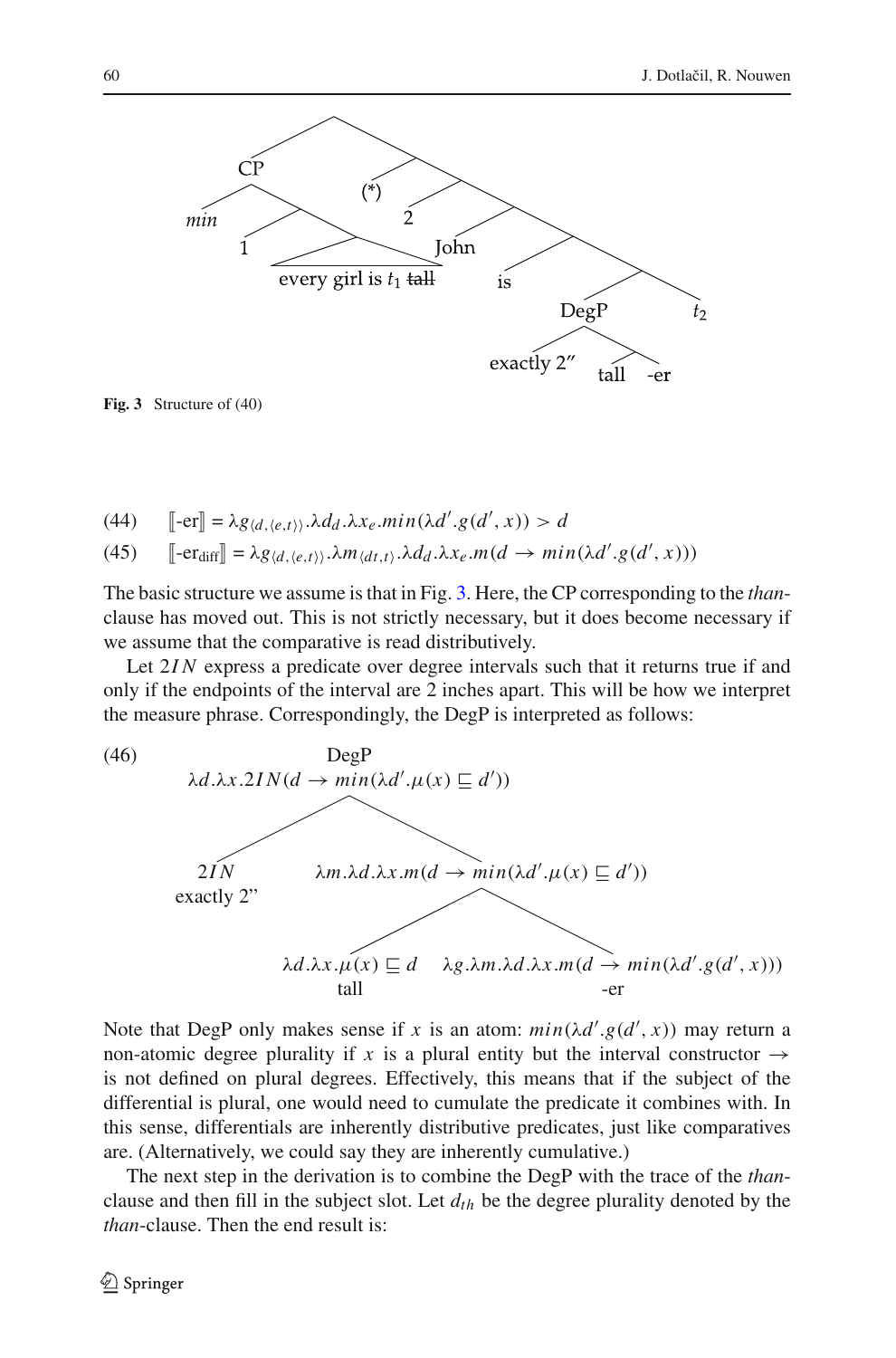Fig. 3 Structure of (40)

(44) $[\![\text{-er}]\!] = \lambda g_{\langle d,\langle e,t\rangle\rangle}.\lambda d_d.\lambda x_e.min(\lambda d'.g(d',x)) > d$

(45) $[\![\text{-er}_{\text{diff}}]\!] = \lambda g_{\langle d,\langle e,t\rangle\rangle}.\lambda m_{\langle dt,t\rangle}.\lambda d_d.\lambda x_e.m(d \rightarrow min(\lambda d'.g(d',x)))$

The basic structure we assume is that in Fig. 3. Here, the CP corresponding to the *than*-clause has moved out. This is not strictly necessary, but it does become necessary if we assume that the comparative is read distributively.

Let $2IN$ express a predicate over degree intervals such that it returns true if and only if the endpoints of the interval are 2 inches apart. This will be how we interpret the measure phrase. Correspondingly, the DegP is interpreted as follows:

(46)
DegP: $\lambda d.\lambda x.2IN(d \rightarrow min(\lambda d'.\mu(x) \sqsubseteq d'))$
- $2IN$ (exactly 2”)
- $\lambda m.\lambda d.\lambda x.m(d \rightarrow min(\lambda d'.\mu(x) \sqsubseteq d'))$
  - $\lambda d.\lambda x.\mu(x) \sqsubseteq d$ (tall)
  - $\lambda g.\lambda m.\lambda d.\lambda x.m(d \rightarrow min(\lambda d'.g(d',x)))$ (-er)

Note that DegP only makes sense if $x$ is an atom: $min(\lambda d'.g(d',x))$ may return a non-atomic degree plurality if $x$ is a plural entity but the interval constructor $\rightarrow$ is not defined on plural degrees. Effectively, this means that if the subject of the differential is plural, one would need to cumulate the predicate it combines with. In this sense, differentials are inherently distributive predicates, just like comparatives are. (Alternatively, we could say they are inherently cumulative.)

The next step in the derivation is to combine the DegP with the trace of the *than*-clause and then fill in the subject slot. Let $d_{th}$ be the degree plurality denoted by the *than*-clause. Then the end result is: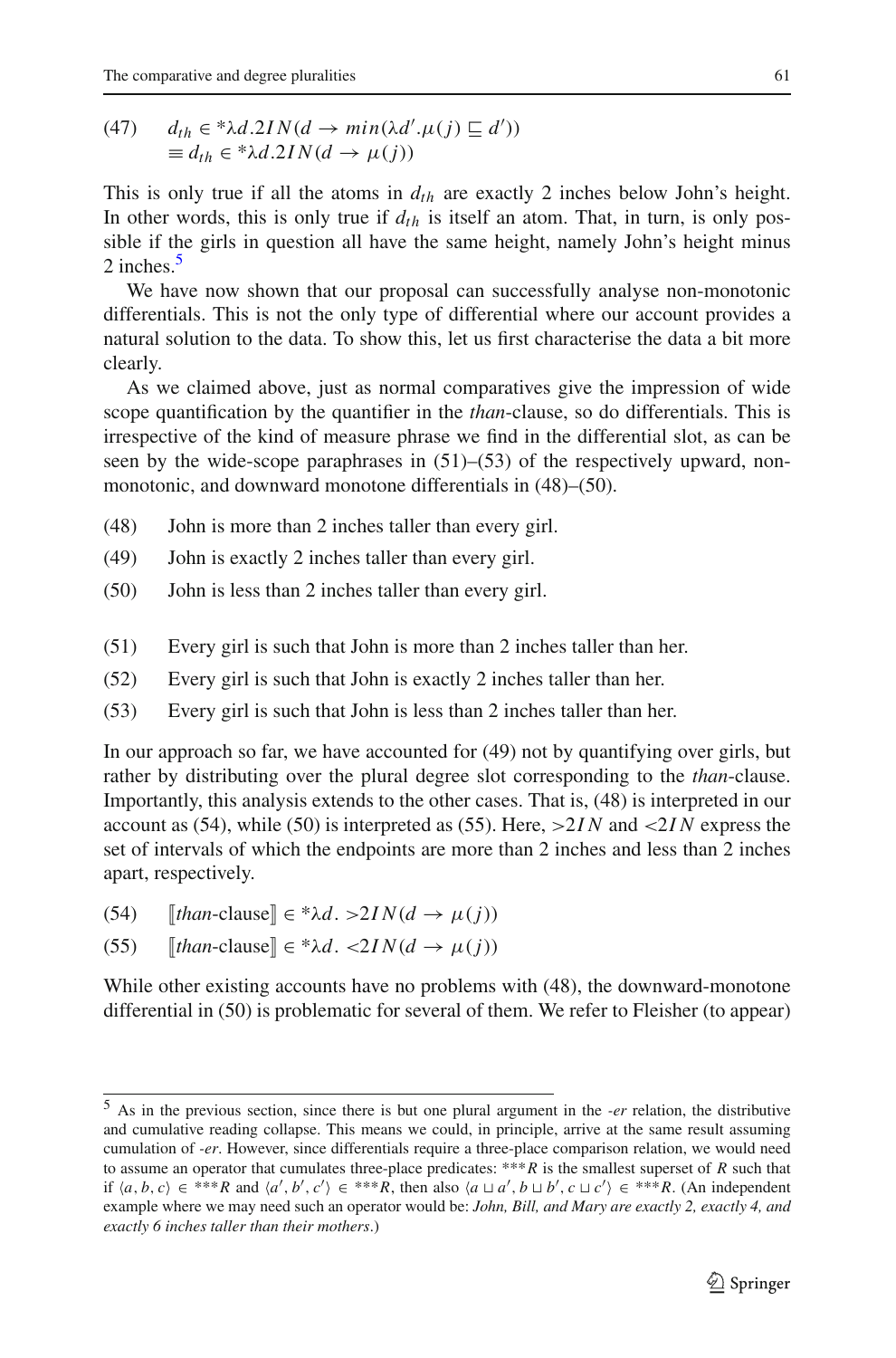(47) $d_{th} \in {}^*\lambda d.2IN(d \rightarrow min(\lambda d'.\mu(j) \sqsubseteq d'))$
$\equiv d_{th} \in {}^*\lambda d.2IN(d \rightarrow \mu(j))$

This is only true if all the atoms in $d_{th}$ are exactly 2 inches below John's height. In other words, this is only true if $d_{th}$ is itself an atom. That, in turn, is only possible if the girls in question all have the same height, namely John's height minus 2 inches.[5]

We have now shown that our proposal can successfully analyse non-monotonic differentials. This is not the only type of differential where our account provides a natural solution to the data. To show this, let us first characterise the data a bit more clearly.

As we claimed above, just as normal comparatives give the impression of wide scope quantification by the quantifier in the *than*-clause, so do differentials. This is irrespective of the kind of measure phrase we find in the differential slot, as can be seen by the wide-scope paraphrases in (51)–(53) of the respectively upward, non-monotonic, and downward monotone differentials in (48)–(50).

(48) John is more than 2 inches taller than every girl.

(49) John is exactly 2 inches taller than every girl.

(50) John is less than 2 inches taller than every girl.

(51) Every girl is such that John is more than 2 inches taller than her.

(52) Every girl is such that John is exactly 2 inches taller than her.

(53) Every girl is such that John is less than 2 inches taller than her.

In our approach so far, we have accounted for (49) not by quantifying over girls, but rather by distributing over the plural degree slot corresponding to the *than*-clause. Importantly, this analysis extends to the other cases. That is, (48) is interpreted in our account as (54), while (50) is interpreted as (55). Here, $>2IN$ and $<2IN$ express the set of intervals of which the endpoints are more than 2 inches and less than 2 inches apart, respectively.

(54) $[\![\textit{than}\text{-clause}]\!] \in {}^*\lambda d. >2IN(d \rightarrow \mu(j))$

(55) $[\![\textit{than}\text{-clause}]\!] \in {}^*\lambda d. <2IN(d \rightarrow \mu(j))$

While other existing accounts have no problems with (48), the downward-monotone differential in (50) is problematic for several of them. We refer to Fleisher (to appear)

[5] As in the previous section, since there is but one plural argument in the *-er* relation, the distributive and cumulative reading collapse. This means we could, in principle, arrive at the same result assuming cumulation of *-er*. However, since differentials require a three-place comparison relation, we would need to assume an operator that cumulates three-place predicates: $^{***}R$ is the smallest superset of $R$ such that if $\langle a, b, c\rangle \in {}^{***}R$ and $\langle a', b', c'\rangle \in {}^{***}R$, then also $\langle a \sqcup a', b \sqcup b', c \sqcup c'\rangle \in {}^{***}R$. (An independent example where we may need such an operator would be: *John, Bill, and Mary are exactly 2, exactly 4, and exactly 6 inches taller than their mothers*.)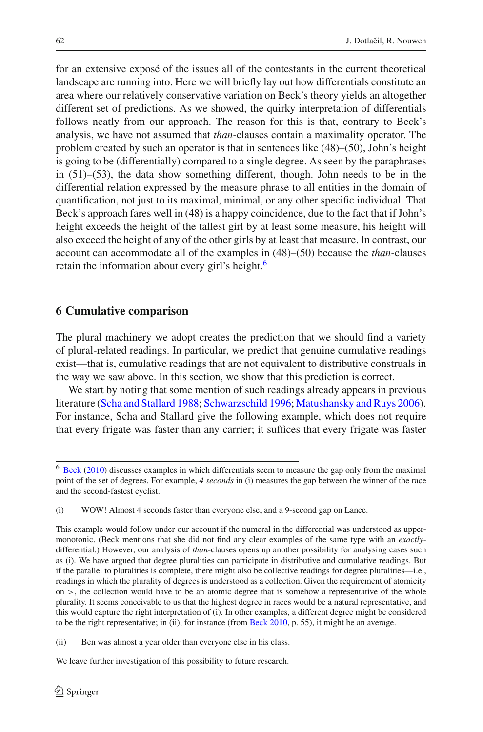for an extensive exposé of the issues all of the contestants in the current theoretical landscape are running into. Here we will briefly lay out how differentials constitute an area where our relatively conservative variation on Beck's theory yields an altogether different set of predictions. As we showed, the quirky interpretation of differentials follows neatly from our approach. The reason for this is that, contrary to Beck's analysis, we have not assumed that *than*-clauses contain a maximality operator. The problem created by such an operator is that in sentences like (48)–(50), John's height is going to be (differentially) compared to a single degree. As seen by the paraphrases in (51)–(53), the data show something different, though. John needs to be in the differential relation expressed by the measure phrase to all entities in the domain of quantification, not just to its maximal, minimal, or any other specific individual. That Beck's approach fares well in (48) is a happy coincidence, due to the fact that if John's height exceeds the height of the tallest girl by at least some measure, his height will also exceed the height of any of the other girls by at least that measure. In contrast, our account can accommodate all of the examples in (48)–(50) because the *than*-clauses retain the information about every girl's height.[6]

## 6 Cumulative comparison

The plural machinery we adopt creates the prediction that we should find a variety of plural-related readings. In particular, we predict that genuine cumulative readings exist—that is, cumulative readings that are not equivalent to distributive construals in the way we saw above. In this section, we show that this prediction is correct.

We start by noting that some mention of such readings already appears in previous literature (Scha and Stallard 1988; Schwarzschild 1996; Matushansky and Ruys 2006). For instance, Scha and Stallard give the following example, which does not require that every frigate was faster than any carrier; it suffices that every frigate was faster

---

[6] Beck (2010) discusses examples in which differentials seem to measure the gap only from the maximal point of the set of degrees. For example, *4 seconds* in (i) measures the gap between the winner of the race and the second-fastest cyclist.

(i) WOW! Almost 4 seconds faster than everyone else, and a 9-second gap on Lance.

This example would follow under our account if the numeral in the differential was understood as upper-monotonic. (Beck mentions that she did not find any clear examples of the same type with an *exactly*-differential.) However, our analysis of *than*-clauses opens up another possibility for analysing cases such as (i). We have argued that degree pluralities can participate in distributive and cumulative readings. But if the parallel to pluralities is complete, there might also be collective readings for degree pluralities—i.e., readings in which the plurality of degrees is understood as a collection. Given the requirement of atomicity on $>$, the collection would have to be an atomic degree that is somehow a representative of the whole plurality. It seems conceivable to us that the highest degree in races would be a natural representative, and this would capture the right interpretation of (i). In other examples, a different degree might be considered to be the right representative; in (ii), for instance (from Beck 2010, p. 55), it might be an average.

(ii) Ben was almost a year older than everyone else in his class.

We leave further investigation of this possibility to future research.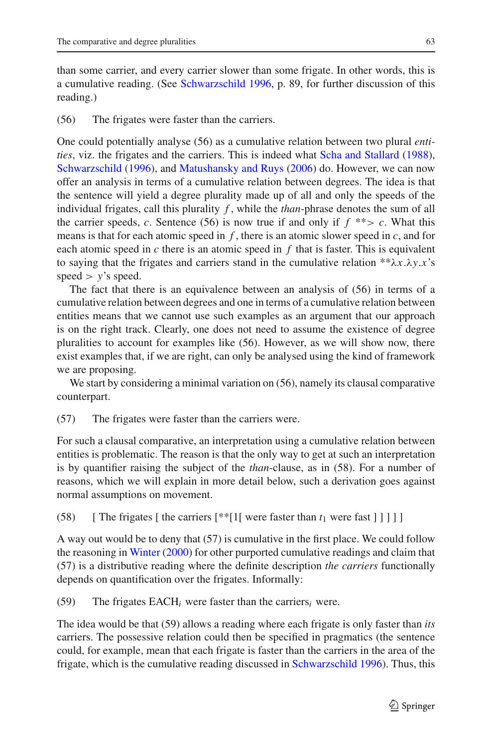than some carrier, and every carrier slower than some frigate. In other words, this is a cumulative reading. (See Schwarzschild 1996, p. 89, for further discussion of this reading.)

(56) The frigates were faster than the carriers.

One could potentially analyse (56) as a cumulative relation between two plural *entities*, viz. the frigates and the carriers. This is indeed what Scha and Stallard (1988), Schwarzschild (1996), and Matushansky and Ruys (2006) do. However, we can now offer an analysis in terms of a cumulative relation between degrees. The idea is that the sentence will yield a degree plurality made up of all and only the speeds of the individual frigates, call this plurality $f$, while the *than*-phrase denotes the sum of all the carrier speeds, $c$. Sentence (56) is now true if and only if $f$ $**\!>$ $c$. What this means is that for each atomic speed in $f$, there is an atomic slower speed in $c$, and for each atomic speed in $c$ there is an atomic speed in $f$ that is faster. This is equivalent to saying that the frigates and carriers stand in the cumulative relation $**\lambda x.\lambda y.x$'s speed $>$ $y$'s speed.

The fact that there is an equivalence between an analysis of (56) in terms of a cumulative relation between degrees and one in terms of a cumulative relation between entities means that we cannot use such examples as an argument that our approach is on the right track. Clearly, one does not need to assume the existence of degree pluralities to account for examples like (56). However, as we will show now, there exist examples that, if we are right, can only be analysed using the kind of framework we are proposing.

We start by considering a minimal variation on (56), namely its clausal comparative counterpart.

(57) The frigates were faster than the carriers were.

For such a clausal comparative, an interpretation using a cumulative relation between entities is problematic. The reason is that the only way to get at such an interpretation is by quantifier raising the subject of the *than*-clause, as in (58). For a number of reasons, which we will explain in more detail below, such a derivation goes against normal assumptions on movement.

(58) [ The frigates [ the carriers [**[1[ were faster than $t_1$ were fast ] ] ] ] ]

A way out would be to deny that (57) is cumulative in the first place. We could follow the reasoning in Winter (2000) for other purported cumulative readings and claim that (57) is a distributive reading where the definite description *the carriers* functionally depends on quantification over the frigates. Informally:

(59) The frigates EACH$_i$ were faster than the carriers$_i$ were.

The idea would be that (59) allows a reading where each frigate is only faster than *its* carriers. The possessive relation could then be specified in pragmatics (the sentence could, for example, mean that each frigate is faster than the carriers in the area of the frigate, which is the cumulative reading discussed in Schwarzschild 1996). Thus, this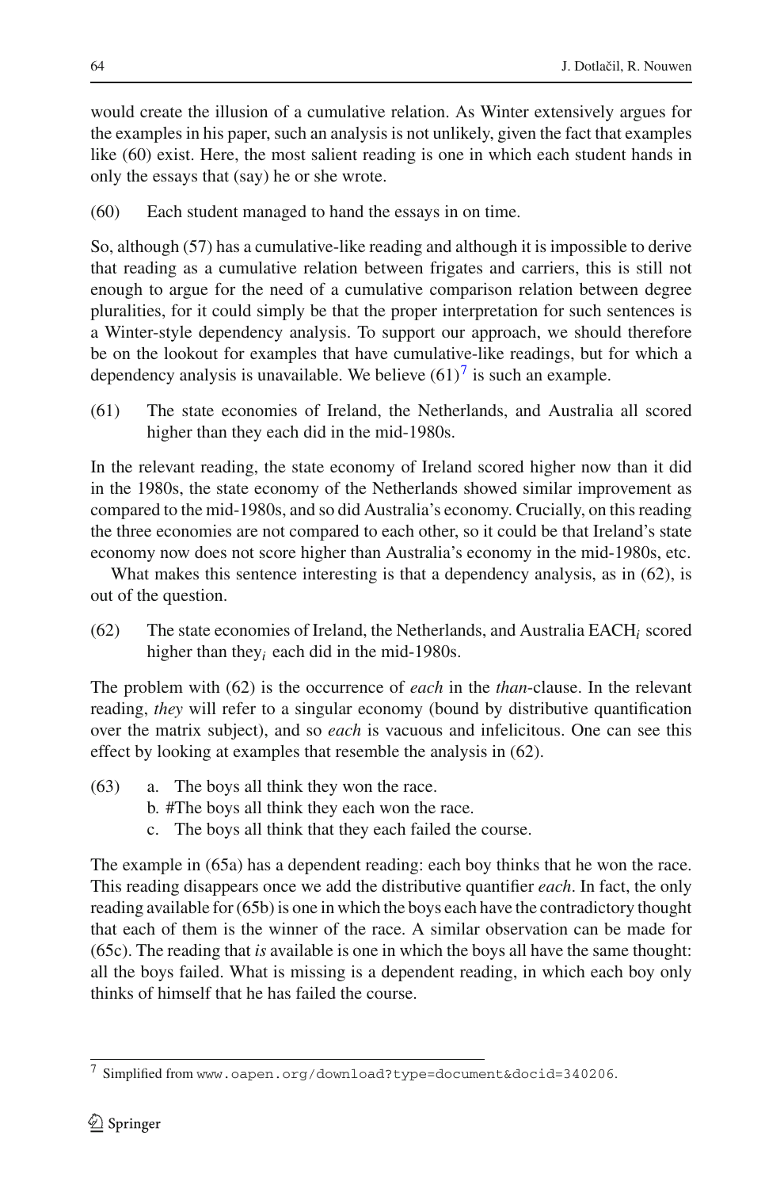would create the illusion of a cumulative relation. As Winter extensively argues for the examples in his paper, such an analysis is not unlikely, given the fact that examples like (60) exist. Here, the most salient reading is one in which each student hands in only the essays that (say) he or she wrote.

(60) Each student managed to hand the essays in on time.

So, although (57) has a cumulative-like reading and although it is impossible to derive that reading as a cumulative relation between frigates and carriers, this is still not enough to argue for the need of a cumulative comparison relation between degree pluralities, for it could simply be that the proper interpretation for such sentences is a Winter-style dependency analysis. To support our approach, we should therefore be on the lookout for examples that have cumulative-like readings, but for which a dependency analysis is unavailable. We believe (61)[7] is such an example.

(61) The state economies of Ireland, the Netherlands, and Australia all scored higher than they each did in the mid-1980s.

In the relevant reading, the state economy of Ireland scored higher now than it did in the 1980s, the state economy of the Netherlands showed similar improvement as compared to the mid-1980s, and so did Australia's economy. Crucially, on this reading the three economies are not compared to each other, so it could be that Ireland's state economy now does not score higher than Australia's economy in the mid-1980s, etc.

What makes this sentence interesting is that a dependency analysis, as in (62), is out of the question.

(62) The state economies of Ireland, the Netherlands, and Australia EACH$_i$ scored higher than they$_i$ each did in the mid-1980s.

The problem with (62) is the occurrence of *each* in the *than*-clause. In the relevant reading, *they* will refer to a singular economy (bound by distributive quantification over the matrix subject), and so *each* is vacuous and infelicitous. One can see this effect by looking at examples that resemble the analysis in (62).

(63)
a. The boys all think they won the race.
b. #The boys all think they each won the race.
c. The boys all think that they each failed the course.

The example in (65a) has a dependent reading: each boy thinks that he won the race. This reading disappears once we add the distributive quantifier *each*. In fact, the only reading available for (65b) is one in which the boys each have the contradictory thought that each of them is the winner of the race. A similar observation can be made for (65c). The reading that *is* available is one in which the boys all have the same thought: all the boys failed. What is missing is a dependent reading, in which each boy only thinks of himself that he has failed the course.

---

[7] Simplified from `www.oapen.org/download?type=document&docid=340206`.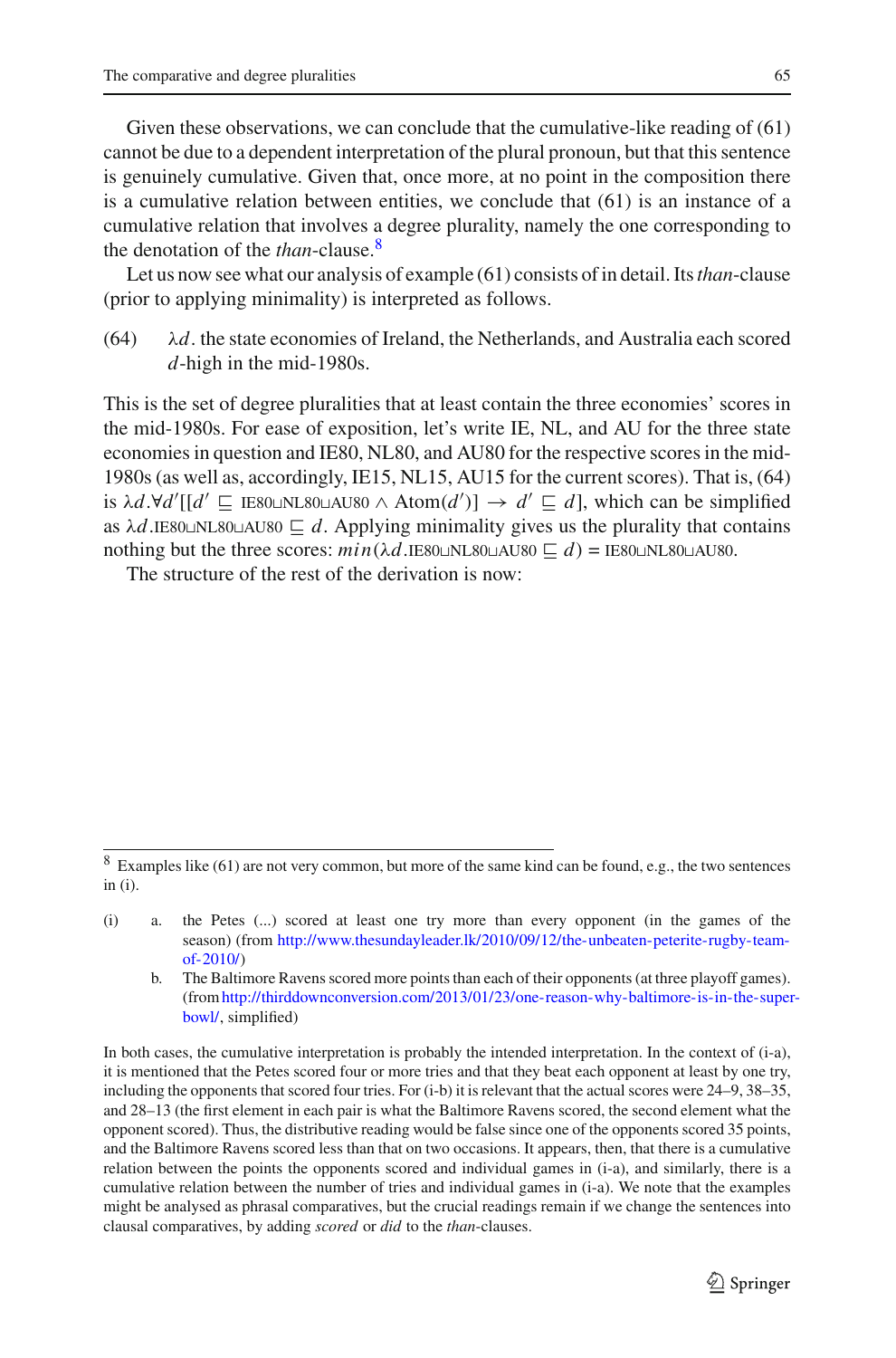Given these observations, we can conclude that the cumulative-like reading of (61) cannot be due to a dependent interpretation of the plural pronoun, but that this sentence is genuinely cumulative. Given that, once more, at no point in the composition there is a cumulative relation between entities, we conclude that (61) is an instance of a cumulative relation that involves a degree plurality, namely the one corresponding to the denotation of the *than*-clause.[8]

Let us now see what our analysis of example (61) consists of in detail. Its *than*-clause (prior to applying minimality) is interpreted as follows.

(64) $\lambda d$. the state economies of Ireland, the Netherlands, and Australia each scored $d$-high in the mid-1980s.

This is the set of degree pluralities that at least contain the three economies' scores in the mid-1980s. For ease of exposition, let's write IE, NL, and AU for the three state economies in question and IE80, NL80, and AU80 for the respective scores in the mid-1980s (as well as, accordingly, IE15, NL15, AU15 for the current scores). That is, (64) is $\lambda d.\forall d'[[d' \sqsubseteq \text{IE80}\sqcup\text{NL80}\sqcup\text{AU80} \wedge \text{Atom}(d')] \rightarrow d' \sqsubseteq d]$, which can be simplified as $\lambda d.\text{IE80}\sqcup\text{NL80}\sqcup\text{AU80} \sqsubseteq d$. Applying minimality gives us the plurality that contains nothing but the three scores: $min(\lambda d.\text{IE80}\sqcup\text{NL80}\sqcup\text{AU80} \sqsubseteq d) = \text{IE80}\sqcup\text{NL80}\sqcup\text{AU80}$.

The structure of the rest of the derivation is now:

---

[8] Examples like (61) are not very common, but more of the same kind can be found, e.g., the two sentences in (i).

(i) a. the Petes (...) scored at least one try more than every opponent (in the games of the season) (from http://www.thesundayleader.lk/2010/09/12/the-unbeaten-peterite-rugby-team-of-2010/)

b. The Baltimore Ravens scored more points than each of their opponents (at three playoff games). (from http://thirddownconversion.com/2013/01/23/one-reason-why-baltimore-is-in-the-super-bowl/, simplified)

In both cases, the cumulative interpretation is probably the intended interpretation. In the context of (i-a), it is mentioned that the Petes scored four or more tries and that they beat each opponent at least by one try, including the opponents that scored four tries. For (i-b) it is relevant that the actual scores were 24–9, 38–35, and 28–13 (the first element in each pair is what the Baltimore Ravens scored, the second element what the opponent scored). Thus, the distributive reading would be false since one of the opponents scored 35 points, and the Baltimore Ravens scored less than that on two occasions. It appears, then, that there is a cumulative relation between the points the opponents scored and individual games in (i-a), and similarly, there is a cumulative relation between the number of tries and individual games in (i-a). We note that the examples might be analysed as phrasal comparatives, but the crucial readings remain if we change the sentences into clausal comparatives, by adding *scored* or *did* to the *than*-clauses.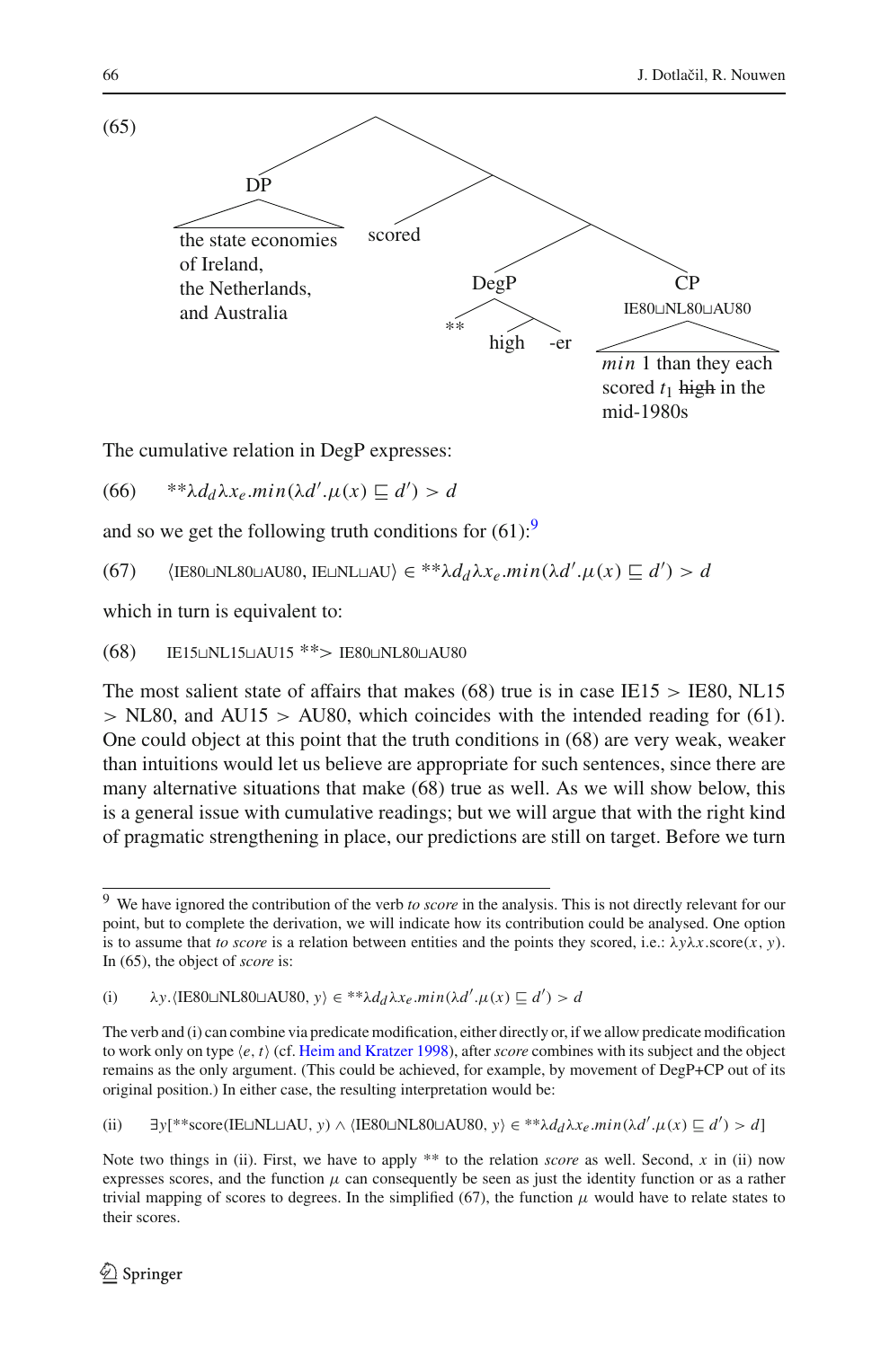(65)

```
                         [ ]
                   /            \
                 DP              [ ]
        ___________          /          \
   the state economies   scored          [ ]
   of Ireland,                       /          \
   the Netherlands,               DegP            CP
   and Australia                 /    \       IE80⊔NL80⊔AU80
                               **     [ ]      ______________
                                     /   \     min 1 than they each
                                  high   -er   scored t1 ~~high~~ in the
                                               mid-1980s
```

The cumulative relation in DegP expresses:

(66) $^{**}\lambda d_d \lambda x_e.min(\lambda d'.\mu(x) \sqsubseteq d') > d$

and so we get the following truth conditions for (61):[9]

(67) $\langle \text{IE80}\sqcup\text{NL80}\sqcup\text{AU80}, \text{IE}\sqcup\text{NL}\sqcup\text{AU}\rangle \in {}^{**}\lambda d_d \lambda x_e.min(\lambda d'.\mu(x) \sqsubseteq d') > d$

which in turn is equivalent to:

(68) $\text{IE15}\sqcup\text{NL15}\sqcup\text{AU15} \;{}^{**}\!\!> \text{IE80}\sqcup\text{NL80}\sqcup\text{AU80}$

The most salient state of affairs that makes (68) true is in case IE15 > IE80, NL15 > NL80, and AU15 > AU80, which coincides with the intended reading for (61). One could object at this point that the truth conditions in (68) are very weak, weaker than intuitions would let us believe are appropriate for such sentences, since there are many alternative situations that make (68) true as well. As we will show below, this is a general issue with cumulative readings; but we will argue that with the right kind of pragmatic strengthening in place, our predictions are still on target. Before we turn

---

[9] We have ignored the contribution of the verb *to score* in the analysis. This is not directly relevant for our point, but to complete the derivation, we will indicate how its contribution could be analysed. One option is to assume that *to score* is a relation between entities and the points they scored, i.e.: $\lambda y \lambda x.\text{score}(x, y)$. In (65), the object of *score* is:

(i) $\lambda y.\langle \text{IE80}\sqcup\text{NL80}\sqcup\text{AU80}, y\rangle \in {}^{**}\lambda d_d \lambda x_e.min(\lambda d'.\mu(x) \sqsubseteq d') > d$

The verb and (i) can combine via predicate modification, either directly or, if we allow predicate modification to work only on type $\langle e, t\rangle$ (cf. Heim and Kratzer 1998), after *score* combines with its subject and the object remains as the only argument. (This could be achieved, for example, by movement of DegP+CP out of its original position.) In either case, the resulting interpretation would be:

(ii) $\exists y[{}^{**}\text{score}(\text{IE}\sqcup\text{NL}\sqcup\text{AU}, y) \wedge \langle \text{IE80}\sqcup\text{NL80}\sqcup\text{AU80}, y\rangle \in {}^{**}\lambda d_d \lambda x_e.min(\lambda d'.\mu(x) \sqsubseteq d') > d]$

Note two things in (ii). First, we have to apply ** to the relation *score* as well. Second, $x$ in (ii) now expresses scores, and the function $\mu$ can consequently be seen as just the identity function or as a rather trivial mapping of scores to degrees. In the simplified (67), the function $\mu$ would have to relate states to their scores.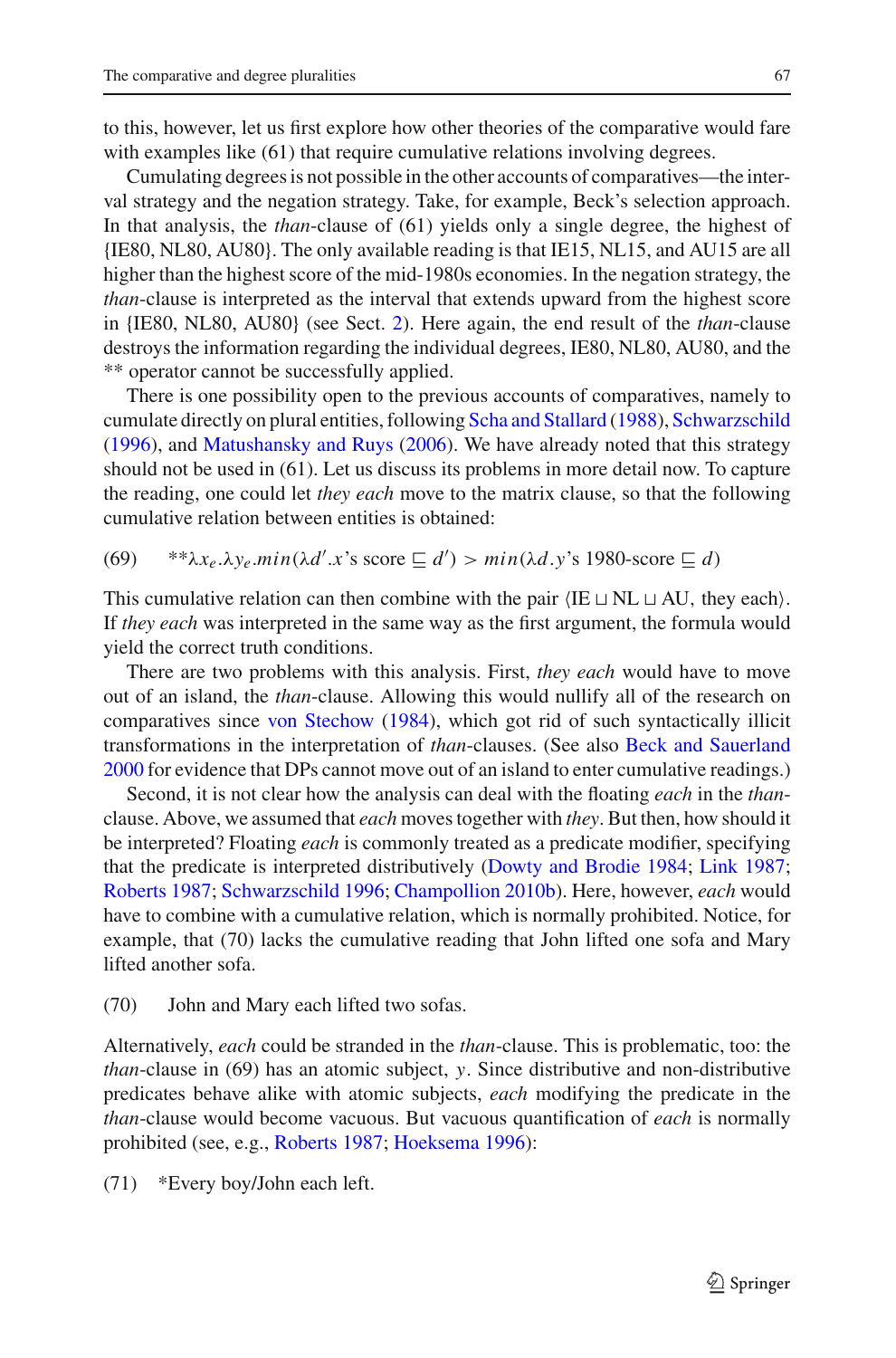to this, however, let us first explore how other theories of the comparative would fare with examples like (61) that require cumulative relations involving degrees.

Cumulating degrees is not possible in the other accounts of comparatives—the interval strategy and the negation strategy. Take, for example, Beck's selection approach. In that analysis, the *than*-clause of (61) yields only a single degree, the highest of {IE80, NL80, AU80}. The only available reading is that IE15, NL15, and AU15 are all higher than the highest score of the mid-1980s economies. In the negation strategy, the *than*-clause is interpreted as the interval that extends upward from the highest score in {IE80, NL80, AU80} (see Sect. 2). Here again, the end result of the *than*-clause destroys the information regarding the individual degrees, IE80, NL80, AU80, and the ** operator cannot be successfully applied.

There is one possibility open to the previous accounts of comparatives, namely to cumulate directly on plural entities, following Scha and Stallard (1988), Schwarzschild (1996), and Matushansky and Ruys (2006). We have already noted that this strategy should not be used in (61). Let us discuss its problems in more detail now. To capture the reading, one could let *they each* move to the matrix clause, so that the following cumulative relation between entities is obtained:

(69) $^{**}\lambda x_e.\lambda y_e.min(\lambda d'.x\text{'s score} \sqsubseteq d') > min(\lambda d.y\text{'s 1980-score} \sqsubseteq d)$

This cumulative relation can then combine with the pair $\langle \text{IE} \sqcup \text{NL} \sqcup \text{AU}, \text{they each}\rangle$. If *they each* was interpreted in the same way as the first argument, the formula would yield the correct truth conditions.

There are two problems with this analysis. First, *they each* would have to move out of an island, the *than*-clause. Allowing this would nullify all of the research on comparatives since von Stechow (1984), which got rid of such syntactically illicit transformations in the interpretation of *than*-clauses. (See also Beck and Sauerland 2000 for evidence that DPs cannot move out of an island to enter cumulative readings.)

Second, it is not clear how the analysis can deal with the floating *each* in the *than*-clause. Above, we assumed that *each* moves together with *they*. But then, how should it be interpreted? Floating *each* is commonly treated as a predicate modifier, specifying that the predicate is interpreted distributively (Dowty and Brodie 1984; Link 1987; Roberts 1987; Schwarzschild 1996; Champollion 2010b). Here, however, *each* would have to combine with a cumulative relation, which is normally prohibited. Notice, for example, that (70) lacks the cumulative reading that John lifted one sofa and Mary lifted another sofa.

(70) John and Mary each lifted two sofas.

Alternatively, *each* could be stranded in the *than*-clause. This is problematic, too: the *than*-clause in (69) has an atomic subject, $y$. Since distributive and non-distributive predicates behave alike with atomic subjects, *each* modifying the predicate in the *than*-clause would become vacuous. But vacuous quantification of *each* is normally prohibited (see, e.g., Roberts 1987; Hoeksema 1996):

(71) *Every boy/John each left.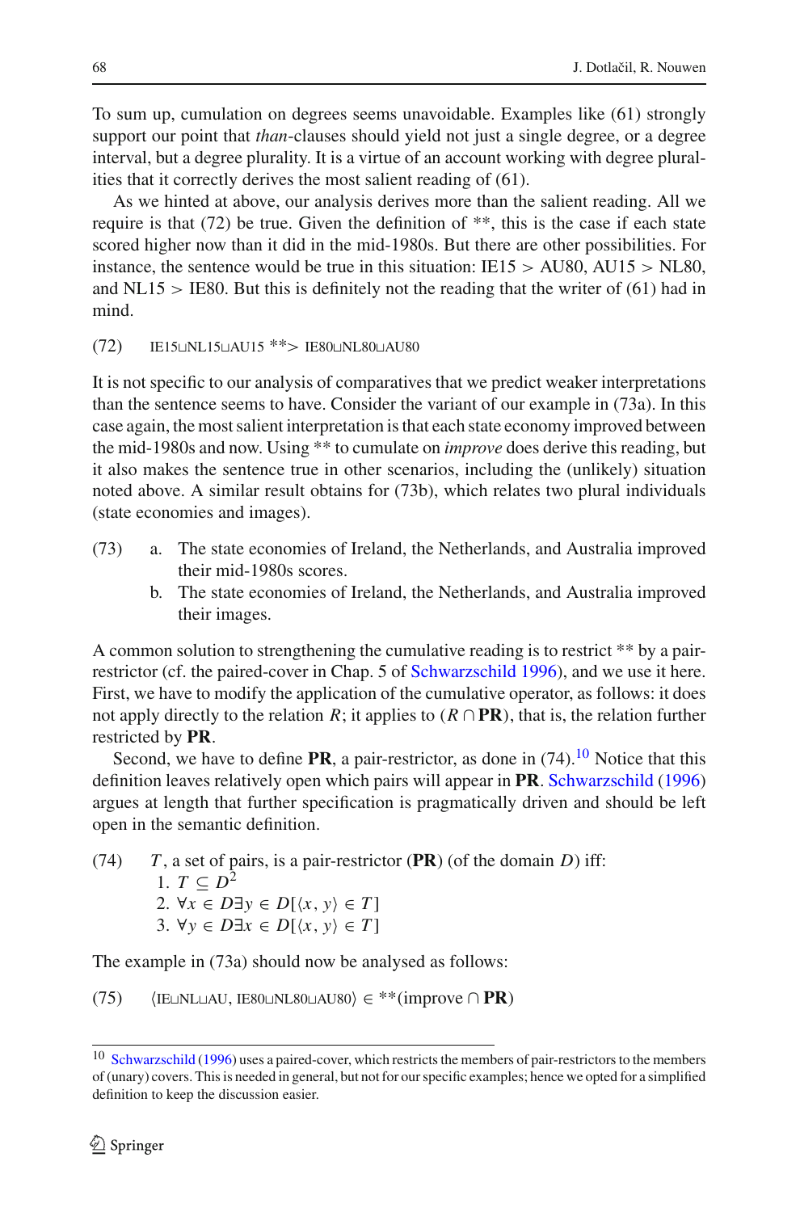To sum up, cumulation on degrees seems unavoidable. Examples like (61) strongly support our point that *than*-clauses should yield not just a single degree, or a degree interval, but a degree plurality. It is a virtue of an account working with degree pluralities that it correctly derives the most salient reading of (61).

As we hinted at above, our analysis derives more than the salient reading. All we require is that (72) be true. Given the definition of **, this is the case if each state scored higher now than it did in the mid-1980s. But there are other possibilities. For instance, the sentence would be true in this situation: IE15 > AU80, AU15 > NL80, and NL15 > IE80. But this is definitely not the reading that the writer of (61) had in mind.

(72) IE15⊔NL15⊔AU15 **> IE80⊔NL80⊔AU80

It is not specific to our analysis of comparatives that we predict weaker interpretations than the sentence seems to have. Consider the variant of our example in (73a). In this case again, the most salient interpretation is that each state economy improved between the mid-1980s and now. Using ** to cumulate on *improve* does derive this reading, but it also makes the sentence true in other scenarios, including the (unlikely) situation noted above. A similar result obtains for (73b), which relates two plural individuals (state economies and images).

(73) a. The state economies of Ireland, the Netherlands, and Australia improved their mid-1980s scores.
  b. The state economies of Ireland, the Netherlands, and Australia improved their images.

A common solution to strengthening the cumulative reading is to restrict ** by a pair-restrictor (cf. the paired-cover in Chap. 5 of Schwarzschild 1996), and we use it here. First, we have to modify the application of the cumulative operator, as follows: it does not apply directly to the relation $R$; it applies to $(R \cap \mathbf{PR})$, that is, the relation further restricted by **PR**.

Second, we have to define **PR**, a pair-restrictor, as done in (74).[10] Notice that this definition leaves relatively open which pairs will appear in **PR**. Schwarzschild (1996) argues at length that further specification is pragmatically driven and should be left open in the semantic definition.

(74) $T$, a set of pairs, is a pair-restrictor (**PR**) (of the domain $D$) iff:
  1. $T \subseteq D^2$
  2. $\forall x \in D \exists y \in D[\langle x, y \rangle \in T]$
  3. $\forall y \in D \exists x \in D[\langle x, y \rangle \in T]$

The example in (73a) should now be analysed as follows:

(75) ⟨IE⊔NL⊔AU, IE80⊔NL80⊔AU80⟩ ∈ **(improve ∩ **PR**)

[10] Schwarzschild (1996) uses a paired-cover, which restricts the members of pair-restrictors to the members of (unary) covers. This is needed in general, but not for our specific examples; hence we opted for a simplified definition to keep the discussion easier.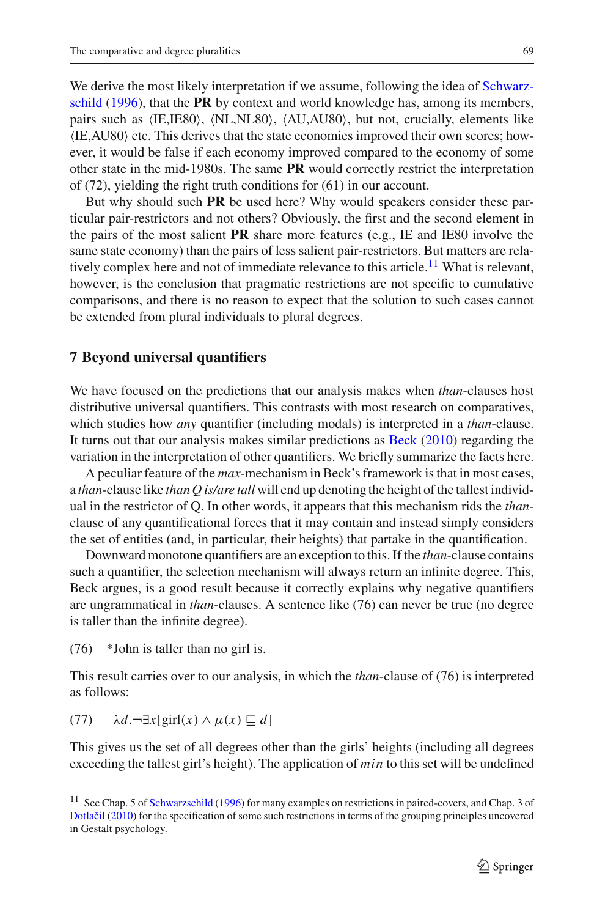We derive the most likely interpretation if we assume, following the idea of Schwarzschild (1996), that the **PR** by context and world knowledge has, among its members, pairs such as ⟨IE,IE80⟩, ⟨NL,NL80⟩, ⟨AU,AU80⟩, but not, crucially, elements like ⟨IE,AU80⟩ etc. This derives that the state economies improved their own scores; however, it would be false if each economy improved compared to the economy of some other state in the mid-1980s. The same **PR** would correctly restrict the interpretation of (72), yielding the right truth conditions for (61) in our account.

But why should such **PR** be used here? Why would speakers consider these particular pair-restrictors and not others? Obviously, the first and the second element in the pairs of the most salient **PR** share more features (e.g., IE and IE80 involve the same state economy) than the pairs of less salient pair-restrictors. But matters are relatively complex here and not of immediate relevance to this article.[11] What is relevant, however, is the conclusion that pragmatic restrictions are not specific to cumulative comparisons, and there is no reason to expect that the solution to such cases cannot be extended from plural individuals to plural degrees.

## 7 Beyond universal quantifiers

We have focused on the predictions that our analysis makes when *than*-clauses host distributive universal quantifiers. This contrasts with most research on comparatives, which studies how *any* quantifier (including modals) is interpreted in a *than*-clause. It turns out that our analysis makes similar predictions as Beck (2010) regarding the variation in the interpretation of other quantifiers. We briefly summarize the facts here.

A peculiar feature of the *max*-mechanism in Beck's framework is that in most cases, a *than*-clause like *than Q is/are tall* will end up denoting the height of the tallest individual in the restrictor of Q. In other words, it appears that this mechanism rids the *than*-clause of any quantificational forces that it may contain and instead simply considers the set of entities (and, in particular, their heights) that partake in the quantification.

Downward monotone quantifiers are an exception to this. If the *than*-clause contains such a quantifier, the selection mechanism will always return an infinite degree. This, Beck argues, is a good result because it correctly explains why negative quantifiers are ungrammatical in *than*-clauses. A sentence like (76) can never be true (no degree is taller than the infinite degree).

(76) *John is taller than no girl is.

This result carries over to our analysis, in which the *than*-clause of (76) is interpreted as follows:

(77) $\lambda d.\neg\exists x[\text{girl}(x) \wedge \mu(x) \sqsubseteq d]$

This gives us the set of all degrees other than the girls' heights (including all degrees exceeding the tallest girl's height). The application of $min$ to this set will be undefined

[11] See Chap. 5 of Schwarzschild (1996) for many examples on restrictions in paired-covers, and Chap. 3 of Dotlačil (2010) for the specification of some such restrictions in terms of the grouping principles uncovered in Gestalt psychology.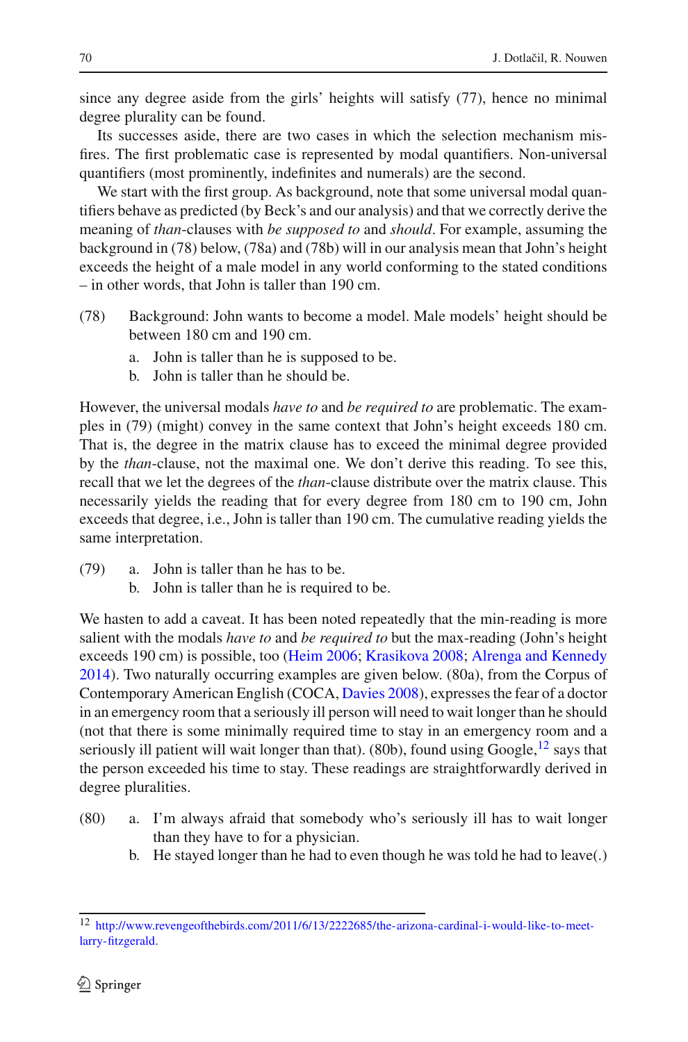since any degree aside from the girls' heights will satisfy (77), hence no minimal degree plurality can be found.

Its successes aside, there are two cases in which the selection mechanism misfires. The first problematic case is represented by modal quantifiers. Non-universal quantifiers (most prominently, indefinites and numerals) are the second.

We start with the first group. As background, note that some universal modal quantifiers behave as predicted (by Beck's and our analysis) and that we correctly derive the meaning of *than*-clauses with *be supposed to* and *should*. For example, assuming the background in (78) below, (78a) and (78b) will in our analysis mean that John's height exceeds the height of a male model in any world conforming to the stated conditions – in other words, that John is taller than 190 cm.

(78) Background: John wants to become a model. Male models' height should be between 180 cm and 190 cm.

a. John is taller than he is supposed to be.

b. John is taller than he should be.

However, the universal modals *have to* and *be required to* are problematic. The examples in (79) (might) convey in the same context that John's height exceeds 180 cm. That is, the degree in the matrix clause has to exceed the minimal degree provided by the *than*-clause, not the maximal one. We don't derive this reading. To see this, recall that we let the degrees of the *than*-clause distribute over the matrix clause. This necessarily yields the reading that for every degree from 180 cm to 190 cm, John exceeds that degree, i.e., John is taller than 190 cm. The cumulative reading yields the same interpretation.

(79) a. John is taller than he has to be.

b. John is taller than he is required to be.

We hasten to add a caveat. It has been noted repeatedly that the min-reading is more salient with the modals *have to* and *be required to* but the max-reading (John's height exceeds 190 cm) is possible, too (Heim 2006; Krasikova 2008; Alrenga and Kennedy 2014). Two naturally occurring examples are given below. (80a), from the Corpus of Contemporary American English (COCA, Davies 2008), expresses the fear of a doctor in an emergency room that a seriously ill person will need to wait longer than he should (not that there is some minimally required time to stay in an emergency room and a seriously ill patient will wait longer than that). (80b), found using Google,[12] says that the person exceeded his time to stay. These readings are straightforwardly derived in degree pluralities.

(80) a. I'm always afraid that somebody who's seriously ill has to wait longer than they have to for a physician.

b. He stayed longer than he had to even though he was told he had to leave(.)

[12] http://www.revengeofthebirds.com/2011/6/13/2222685/the-arizona-cardinal-i-would-like-to-meet-larry-fitzgerald.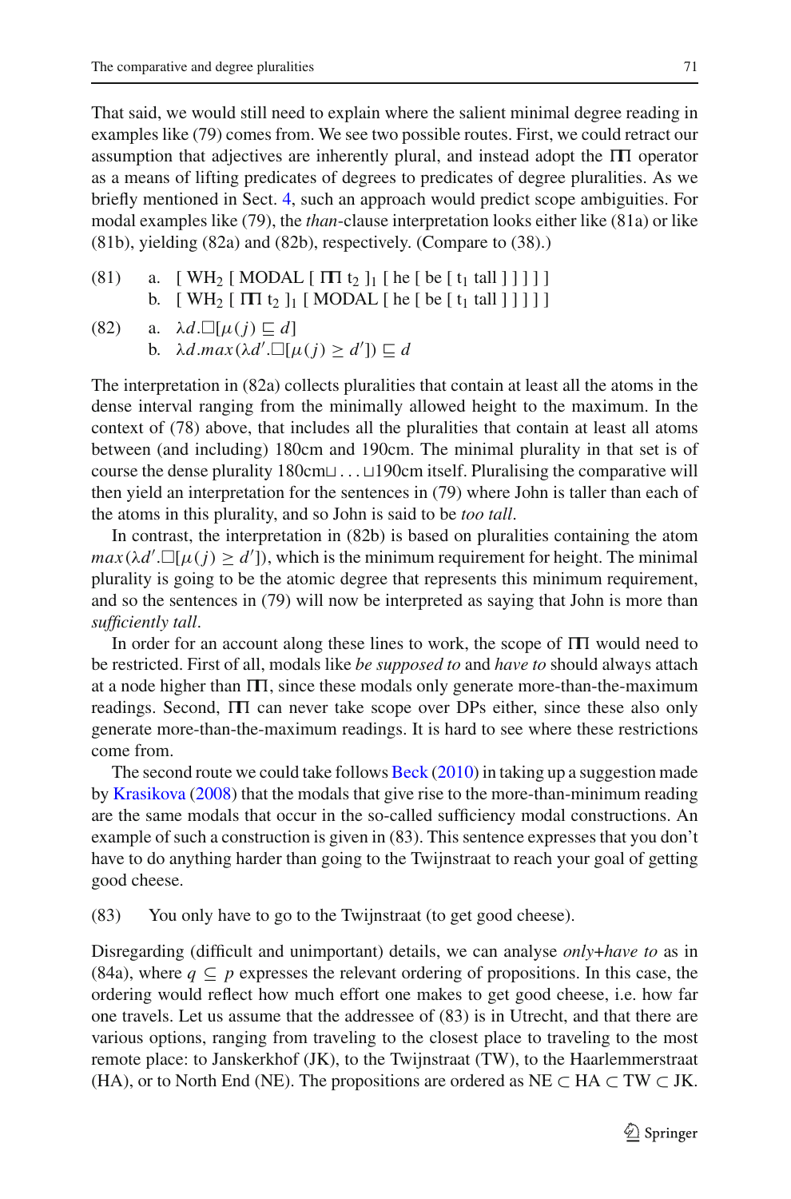That said, we would still need to explain where the salient minimal degree reading in examples like (79) comes from. We see two possible routes. First, we could retract our assumption that adjectives are inherently plural, and instead adopt the $\Pi$ operator as a means of lifting predicates of degrees to predicates of degree pluralities. As we briefly mentioned in Sect. 4, such an approach would predict scope ambiguities. For modal examples like (79), the *than*-clause interpretation looks either like (81a) or like (81b), yielding (82a) and (82b), respectively. (Compare to (38).)

(81) a. [ $\text{WH}_2$ [ MODAL [ $\Pi$ $t_2$ ]$_1$ [ he [ be [ $t_1$ tall ] ] ] ] ]
  b. [ $\text{WH}_2$ [ $\Pi$ $t_2$ ]$_1$ [ MODAL [ he [ be [ $t_1$ tall ] ] ] ] ]

(82) a. $\lambda d.\Box[\mu(j) \sqsubseteq d]$
  b. $\lambda d.max(\lambda d'.\Box[\mu(j) \geq d']) \sqsubseteq d$

The interpretation in (82a) collects pluralities that contain at least all the atoms in the dense interval ranging from the minimally allowed height to the maximum. In the context of (78) above, that includes all the pluralities that contain at least all atoms between (and including) 180cm and 190cm. The minimal plurality in that set is of course the dense plurality 180cm$\sqcup \ldots \sqcup$190cm itself. Pluralising the comparative will then yield an interpretation for the sentences in (79) where John is taller than each of the atoms in this plurality, and so John is said to be *too tall*.

In contrast, the interpretation in (82b) is based on pluralities containing the atom $max(\lambda d'.\Box[\mu(j) \geq d'])$, which is the minimum requirement for height. The minimal plurality is going to be the atomic degree that represents this minimum requirement, and so the sentences in (79) will now be interpreted as saying that John is more than *sufficiently tall*.

In order for an account along these lines to work, the scope of $\Pi$ would need to be restricted. First of all, modals like *be supposed to* and *have to* should always attach at a node higher than $\Pi$, since these modals only generate more-than-the-maximum readings. Second, $\Pi$ can never take scope over DPs either, since these also only generate more-than-the-maximum readings. It is hard to see where these restrictions come from.

The second route we could take follows Beck (2010) in taking up a suggestion made by Krasikova (2008) that the modals that give rise to the more-than-minimum reading are the same modals that occur in the so-called sufficiency modal constructions. An example of such a construction is given in (83). This sentence expresses that you don't have to do anything harder than going to the Twijnstraat to reach your goal of getting good cheese.

(83) You only have to go to the Twijnstraat (to get good cheese).

Disregarding (difficult and unimportant) details, we can analyse *only+have to* as in (84a), where $q \subseteq p$ expresses the relevant ordering of propositions. In this case, the ordering would reflect how much effort one makes to get good cheese, i.e. how far one travels. Let us assume that the addressee of (83) is in Utrecht, and that there are various options, ranging from traveling to the closest place to traveling to the most remote place: to Janskerkhof (JK), to the Twijnstraat (TW), to the Haarlemmerstraat (HA), or to North End (NE). The propositions are ordered as NE $\subset$ HA $\subset$ TW $\subset$ JK.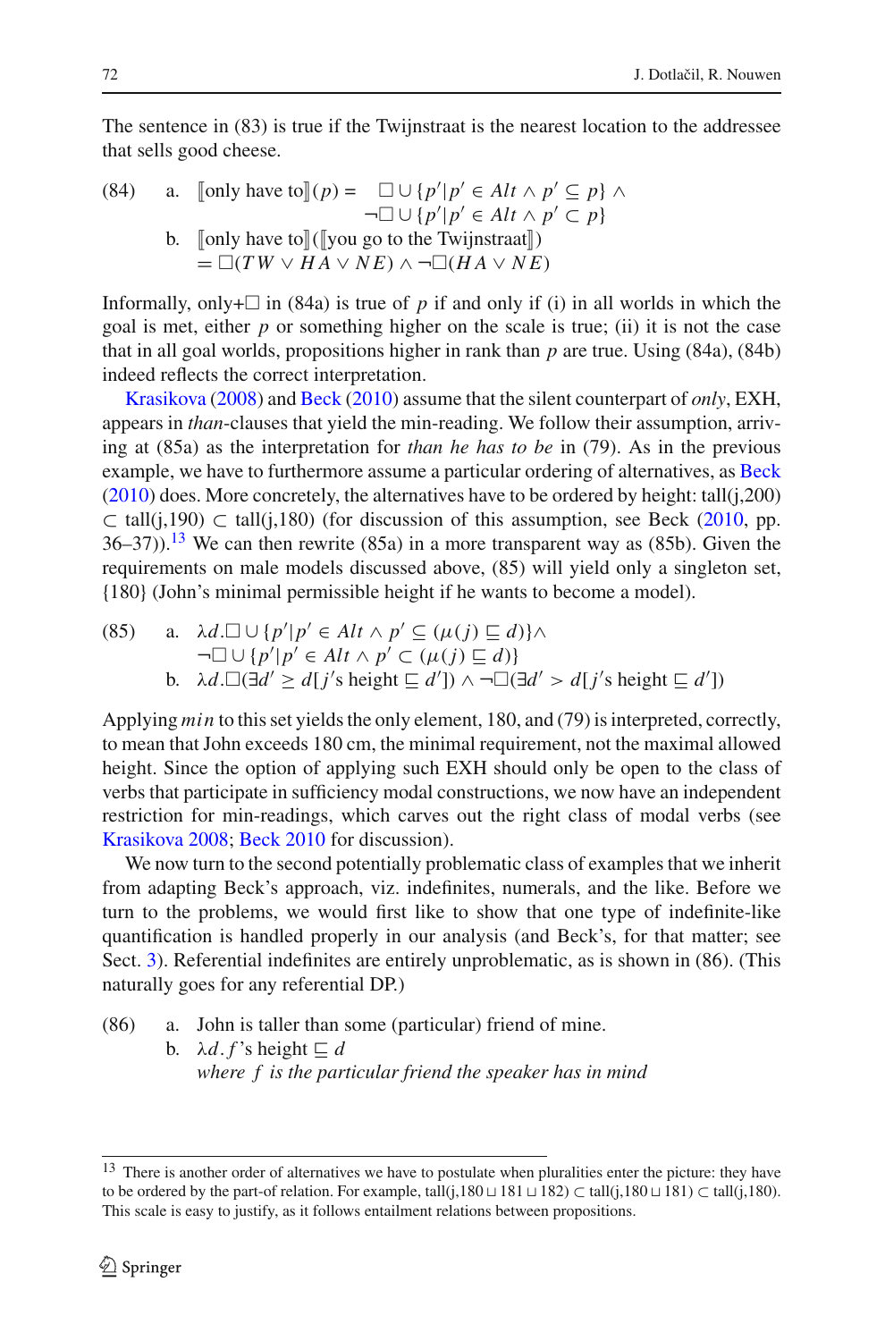The sentence in (83) is true if the Twijnstraat is the nearest location to the addressee that sells good cheese.

(84) a. $[\![\text{only have to}]\!](p) = \square \cup \{p' | p' \in Alt \wedge p' \subseteq p\} \wedge \neg\square \cup \{p' | p' \in Alt \wedge p' \subset p\}$

b. $[\![\text{only have to}]\!]([\![\text{you go to the Twijnstraat}]\!]) = \square(TW \vee HA \vee NE) \wedge \neg\square(HA \vee NE)$

Informally, only+$\square$ in (84a) is true of $p$ if and only if (i) in all worlds in which the goal is met, either $p$ or something higher on the scale is true; (ii) it is not the case that in all goal worlds, propositions higher in rank than $p$ are true. Using (84a), (84b) indeed reflects the correct interpretation.

Krasikova (2008) and Beck (2010) assume that the silent counterpart of *only*, EXH, appears in *than*-clauses that yield the min-reading. We follow their assumption, arriving at (85a) as the interpretation for *than he has to be* in (79). As in the previous example, we have to furthermore assume a particular ordering of alternatives, as Beck (2010) does. More concretely, the alternatives have to be ordered by height: tall(j,200) $\subset$ tall(j,190) $\subset$ tall(j,180) (for discussion of this assumption, see Beck (2010, pp. 36–37)).[13] We can then rewrite (85a) in a more transparent way as (85b). Given the requirements on male models discussed above, (85) will yield only a singleton set, {180} (John's minimal permissible height if he wants to become a model).

(85) a. $\lambda d.\square \cup \{p' | p' \in Alt \wedge p' \subseteq (\mu(j) \sqsubseteq d)\} \wedge \neg\square \cup \{p' | p' \in Alt \wedge p' \subset (\mu(j) \sqsubseteq d)\}$

b. $\lambda d.\square(\exists d' \geq d[j\text{'s height} \sqsubseteq d']) \wedge \neg\square(\exists d' > d[j\text{'s height} \sqsubseteq d'])$

Applying $min$ to this set yields the only element, 180, and (79) is interpreted, correctly, to mean that John exceeds 180 cm, the minimal requirement, not the maximal allowed height. Since the option of applying such EXH should only be open to the class of verbs that participate in sufficiency modal constructions, we now have an independent restriction for min-readings, which carves out the right class of modal verbs (see Krasikova 2008; Beck 2010 for discussion).

We now turn to the second potentially problematic class of examples that we inherit from adapting Beck's approach, viz. indefinites, numerals, and the like. Before we turn to the problems, we would first like to show that one type of indefinite-like quantification is handled properly in our analysis (and Beck's, for that matter; see Sect. 3). Referential indefinites are entirely unproblematic, as is shown in (86). (This naturally goes for any referential DP.)

(86) a. John is taller than some (particular) friend of mine.

b. $\lambda d.f\text{'s height} \sqsubseteq d$
*where $f$ is the particular friend the speaker has in mind*

[13] There is another order of alternatives we have to postulate when pluralities enter the picture: they have to be ordered by the part-of relation. For example, tall(j,180 $\sqcup$ 181 $\sqcup$ 182) $\subset$ tall(j,180 $\sqcup$ 181) $\subset$ tall(j,180). This scale is easy to justify, as it follows entailment relations between propositions.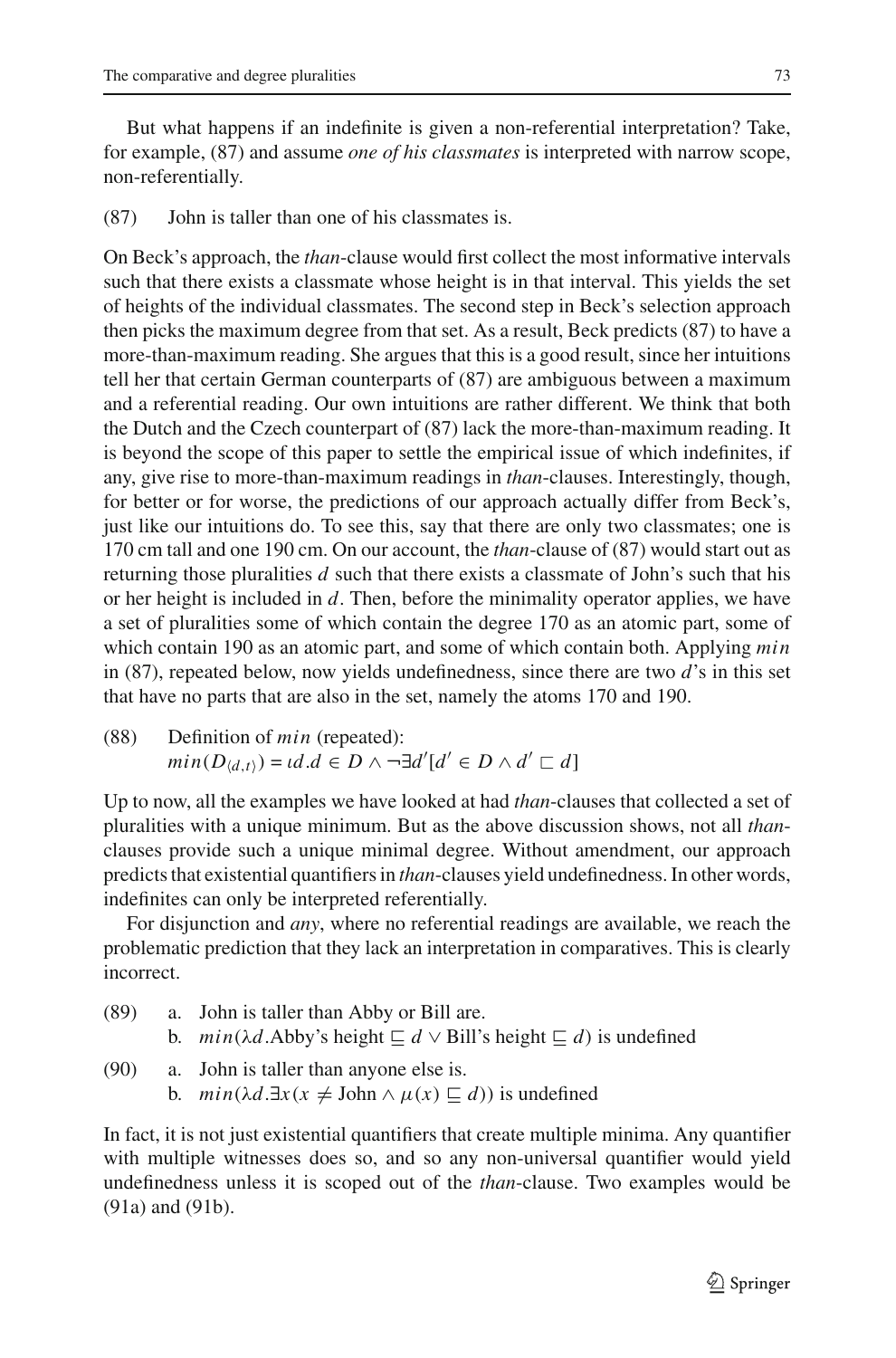But what happens if an indefinite is given a non-referential interpretation? Take, for example, (87) and assume *one of his classmates* is interpreted with narrow scope, non-referentially.

(87) John is taller than one of his classmates is.

On Beck's approach, the *than*-clause would first collect the most informative intervals such that there exists a classmate whose height is in that interval. This yields the set of heights of the individual classmates. The second step in Beck's selection approach then picks the maximum degree from that set. As a result, Beck predicts (87) to have a more-than-maximum reading. She argues that this is a good result, since her intuitions tell her that certain German counterparts of (87) are ambiguous between a maximum and a referential reading. Our own intuitions are rather different. We think that both the Dutch and the Czech counterpart of (87) lack the more-than-maximum reading. It is beyond the scope of this paper to settle the empirical issue of which indefinites, if any, give rise to more-than-maximum readings in *than*-clauses. Interestingly, though, for better or for worse, the predictions of our approach actually differ from Beck's, just like our intuitions do. To see this, say that there are only two classmates; one is 170 cm tall and one 190 cm. On our account, the *than*-clause of (87) would start out as returning those pluralities $d$ such that there exists a classmate of John's such that his or her height is included in $d$. Then, before the minimality operator applies, we have a set of pluralities some of which contain the degree 170 as an atomic part, some of which contain 190 as an atomic part, and some of which contain both. Applying $min$ in (87), repeated below, now yields undefinedness, since there are two $d$'s in this set that have no parts that are also in the set, namely the atoms 170 and 190.

(88) Definition of $min$ (repeated):
$min(D_{\langle d,t\rangle}) = \iota d.d \in D \wedge \neg\exists d'[d' \in D \wedge d' \sqsubset d]$

Up to now, all the examples we have looked at had *than*-clauses that collected a set of pluralities with a unique minimum. But as the above discussion shows, not all *than*-clauses provide such a unique minimal degree. Without amendment, our approach predicts that existential quantifiers in *than*-clauses yield undefinedness. In other words, indefinites can only be interpreted referentially.

For disjunction and *any*, where no referential readings are available, we reach the problematic prediction that they lack an interpretation in comparatives. This is clearly incorrect.

(89) a. John is taller than Abby or Bill are.
b. $min(\lambda d.\text{Abby's height} \sqsubseteq d \vee \text{Bill's height} \sqsubseteq d)$ is undefined

(90) a. John is taller than anyone else is.
b. $min(\lambda d.\exists x(x \neq \text{John} \wedge \mu(x) \sqsubseteq d))$ is undefined

In fact, it is not just existential quantifiers that create multiple minima. Any quantifier with multiple witnesses does so, and so any non-universal quantifier would yield undefinedness unless it is scoped out of the *than*-clause. Two examples would be (91a) and (91b).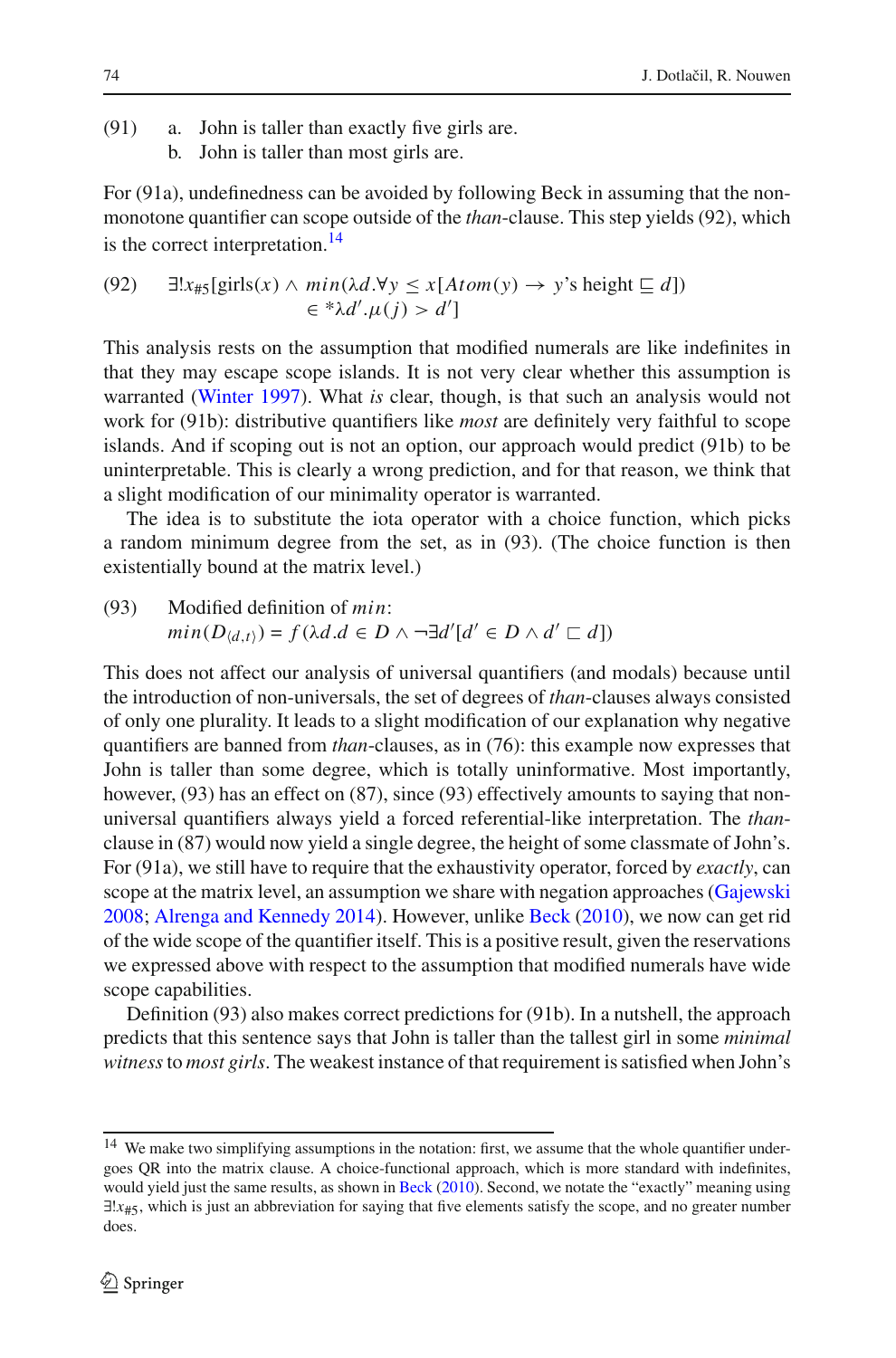(91) a. John is taller than exactly five girls are.
  b. John is taller than most girls are.

For (91a), undefinedness can be avoided by following Beck in assuming that the non-monotone quantifier can scope outside of the *than*-clause. This step yields (92), which is the correct interpretation.[14]

(92) $$\exists! x_{\#5}[\text{girls}(x) \wedge min(\lambda d.\forall y \leq x[Atom(y) \rightarrow y\text{'s height} \sqsubseteq d]) \in {}^{*}\lambda d'.\mu(j) > d']$$

This analysis rests on the assumption that modified numerals are like indefinites in that they may escape scope islands. It is not very clear whether this assumption is warranted (Winter 1997). What *is* clear, though, is that such an analysis would not work for (91b): distributive quantifiers like *most* are definitely very faithful to scope islands. And if scoping out is not an option, our approach would predict (91b) to be uninterpretable. This is clearly a wrong prediction, and for that reason, we think that a slight modification of our minimality operator is warranted.

The idea is to substitute the iota operator with a choice function, which picks a random minimum degree from the set, as in (93). (The choice function is then existentially bound at the matrix level.)

(93) Modified definition of *min*:
$$min(D_{\langle d,t\rangle}) = f(\lambda d.d \in D \wedge \neg\exists d'[d' \in D \wedge d' \sqsubset d])$$

This does not affect our analysis of universal quantifiers (and modals) because until the introduction of non-universals, the set of degrees of *than*-clauses always consisted of only one plurality. It leads to a slight modification of our explanation why negative quantifiers are banned from *than*-clauses, as in (76): this example now expresses that John is taller than some degree, which is totally uninformative. Most importantly, however, (93) has an effect on (87), since (93) effectively amounts to saying that non-universal quantifiers always yield a forced referential-like interpretation. The *than*-clause in (87) would now yield a single degree, the height of some classmate of John's. For (91a), we still have to require that the exhaustivity operator, forced by *exactly*, can scope at the matrix level, an assumption we share with negation approaches (Gajewski 2008; Alrenga and Kennedy 2014). However, unlike Beck (2010), we now can get rid of the wide scope of the quantifier itself. This is a positive result, given the reservations we expressed above with respect to the assumption that modified numerals have wide scope capabilities.

Definition (93) also makes correct predictions for (91b). In a nutshell, the approach predicts that this sentence says that John is taller than the tallest girl in some *minimal witness* to *most girls*. The weakest instance of that requirement is satisfied when John's

---

[14] We make two simplifying assumptions in the notation: first, we assume that the whole quantifier undergoes QR into the matrix clause. A choice-functional approach, which is more standard with indefinites, would yield just the same results, as shown in Beck (2010). Second, we notate the "exactly" meaning using $\exists! x_{\#5}$, which is just an abbreviation for saying that five elements satisfy the scope, and no greater number does.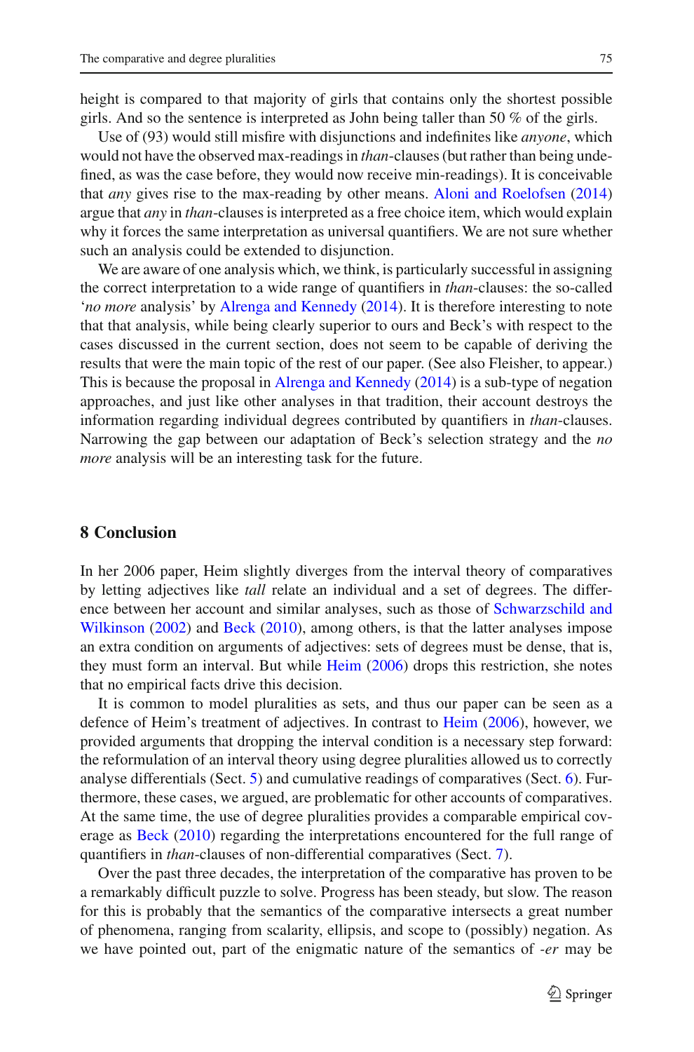height is compared to that majority of girls that contains only the shortest possible girls. And so the sentence is interpreted as John being taller than 50 % of the girls.

Use of (93) would still misfire with disjunctions and indefinites like *anyone*, which would not have the observed max-readings in *than*-clauses (but rather than being undefined, as was the case before, they would now receive min-readings). It is conceivable that *any* gives rise to the max-reading by other means. Aloni and Roelofsen (2014) argue that *any* in *than*-clauses is interpreted as a free choice item, which would explain why it forces the same interpretation as universal quantifiers. We are not sure whether such an analysis could be extended to disjunction.

We are aware of one analysis which, we think, is particularly successful in assigning the correct interpretation to a wide range of quantifiers in *than*-clauses: the so-called '*no more* analysis' by Alrenga and Kennedy (2014). It is therefore interesting to note that that analysis, while being clearly superior to ours and Beck's with respect to the cases discussed in the current section, does not seem to be capable of deriving the results that were the main topic of the rest of our paper. (See also Fleisher, to appear.) This is because the proposal in Alrenga and Kennedy (2014) is a sub-type of negation approaches, and just like other analyses in that tradition, their account destroys the information regarding individual degrees contributed by quantifiers in *than*-clauses. Narrowing the gap between our adaptation of Beck's selection strategy and the *no more* analysis will be an interesting task for the future.

## 8 Conclusion

In her 2006 paper, Heim slightly diverges from the interval theory of comparatives by letting adjectives like *tall* relate an individual and a set of degrees. The difference between her account and similar analyses, such as those of Schwarzschild and Wilkinson (2002) and Beck (2010), among others, is that the latter analyses impose an extra condition on arguments of adjectives: sets of degrees must be dense, that is, they must form an interval. But while Heim (2006) drops this restriction, she notes that no empirical facts drive this decision.

It is common to model pluralities as sets, and thus our paper can be seen as a defence of Heim's treatment of adjectives. In contrast to Heim (2006), however, we provided arguments that dropping the interval condition is a necessary step forward: the reformulation of an interval theory using degree pluralities allowed us to correctly analyse differentials (Sect. 5) and cumulative readings of comparatives (Sect. 6). Furthermore, these cases, we argued, are problematic for other accounts of comparatives. At the same time, the use of degree pluralities provides a comparable empirical coverage as Beck (2010) regarding the interpretations encountered for the full range of quantifiers in *than*-clauses of non-differential comparatives (Sect. 7).

Over the past three decades, the interpretation of the comparative has proven to be a remarkably difficult puzzle to solve. Progress has been steady, but slow. The reason for this is probably that the semantics of the comparative intersects a great number of phenomena, ranging from scalarity, ellipsis, and scope to (possibly) negation. As we have pointed out, part of the enigmatic nature of the semantics of *-er* may be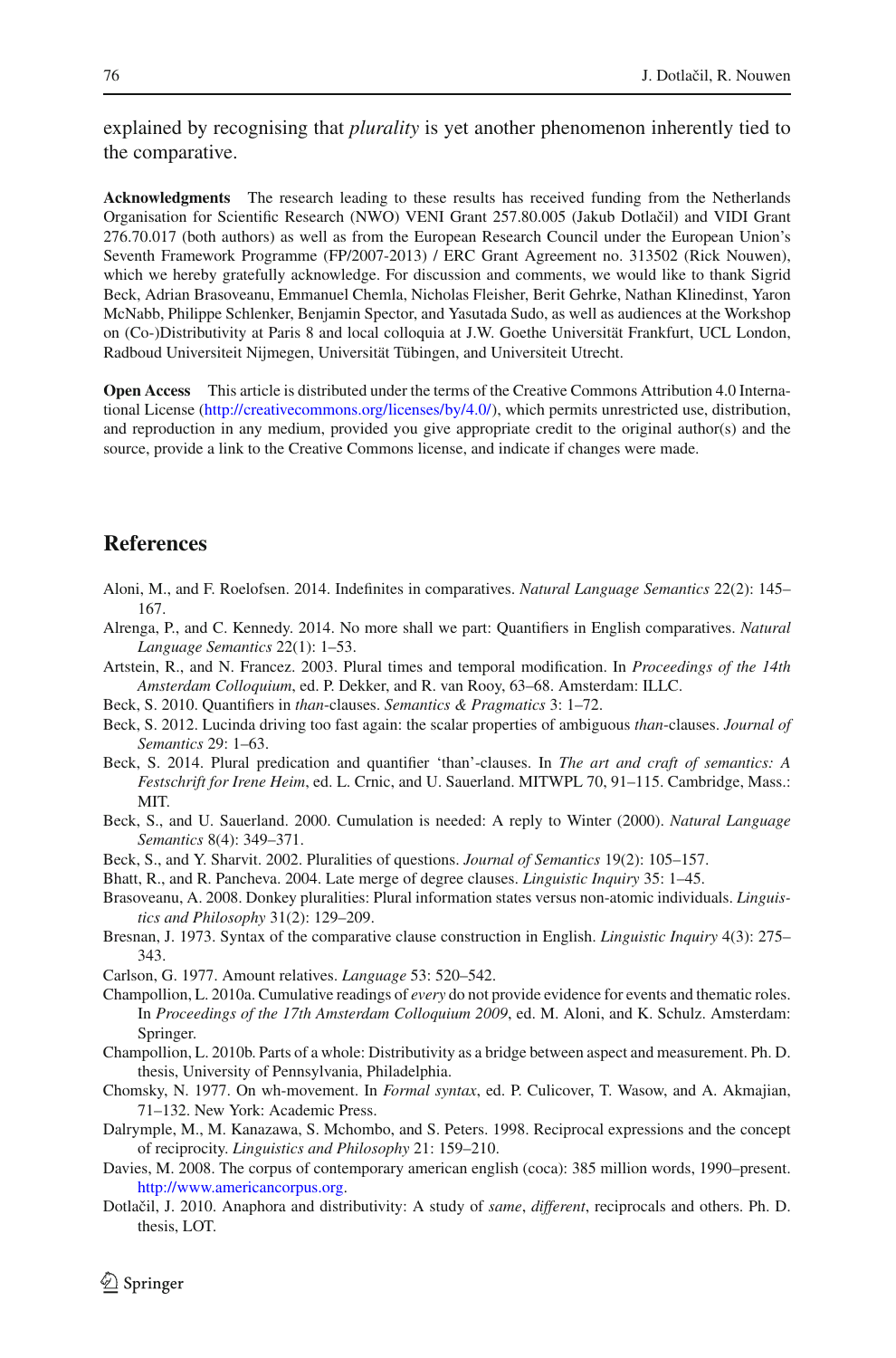explained by recognising that *plurality* is yet another phenomenon inherently tied to the comparative.

**Acknowledgments** The research leading to these results has received funding from the Netherlands Organisation for Scientific Research (NWO) VENI Grant 257.80.005 (Jakub Dotlačil) and VIDI Grant 276.70.017 (both authors) as well as from the European Research Council under the European Union's Seventh Framework Programme (FP/2007-2013) / ERC Grant Agreement no. 313502 (Rick Nouwen), which we hereby gratefully acknowledge. For discussion and comments, we would like to thank Sigrid Beck, Adrian Brasoveanu, Emmanuel Chemla, Nicholas Fleisher, Berit Gehrke, Nathan Klinedinst, Yaron McNabb, Philippe Schlenker, Benjamin Spector, and Yasutada Sudo, as well as audiences at the Workshop on (Co-)Distributivity at Paris 8 and local colloquia at J.W. Goethe Universität Frankfurt, UCL London, Radboud Universiteit Nijmegen, Universität Tübingen, and Universiteit Utrecht.

**Open Access** This article is distributed under the terms of the Creative Commons Attribution 4.0 International License (http://creativecommons.org/licenses/by/4.0/), which permits unrestricted use, distribution, and reproduction in any medium, provided you give appropriate credit to the original author(s) and the source, provide a link to the Creative Commons license, and indicate if changes were made.

## References

Aloni, M., and F. Roelofsen. 2014. Indefinites in comparatives. *Natural Language Semantics* 22(2): 145–167.

Alrenga, P., and C. Kennedy. 2014. No more shall we part: Quantifiers in English comparatives. *Natural Language Semantics* 22(1): 1–53.

Artstein, R., and N. Francez. 2003. Plural times and temporal modification. In *Proceedings of the 14th Amsterdam Colloquium*, ed. P. Dekker, and R. van Rooy, 63–68. Amsterdam: ILLC.

Beck, S. 2010. Quantifiers in *than*-clauses. *Semantics & Pragmatics* 3: 1–72.

Beck, S. 2012. Lucinda driving too fast again: the scalar properties of ambiguous *than*-clauses. *Journal of Semantics* 29: 1–63.

Beck, S. 2014. Plural predication and quantifier 'than'-clauses. In *The art and craft of semantics: A Festschrift for Irene Heim*, ed. L. Crnic, and U. Sauerland. MITWPL 70, 91–115. Cambridge, Mass.: MIT.

Beck, S., and U. Sauerland. 2000. Cumulation is needed: A reply to Winter (2000). *Natural Language Semantics* 8(4): 349–371.

Beck, S., and Y. Sharvit. 2002. Pluralities of questions. *Journal of Semantics* 19(2): 105–157.

Bhatt, R., and R. Pancheva. 2004. Late merge of degree clauses. *Linguistic Inquiry* 35: 1–45.

Brasoveanu, A. 2008. Donkey pluralities: Plural information states versus non-atomic individuals. *Linguistics and Philosophy* 31(2): 129–209.

Bresnan, J. 1973. Syntax of the comparative clause construction in English. *Linguistic Inquiry* 4(3): 275–343.

Carlson, G. 1977. Amount relatives. *Language* 53: 520–542.

Champollion, L. 2010a. Cumulative readings of *every* do not provide evidence for events and thematic roles. In *Proceedings of the 17th Amsterdam Colloquium 2009*, ed. M. Aloni, and K. Schulz. Amsterdam: Springer.

Champollion, L. 2010b. Parts of a whole: Distributivity as a bridge between aspect and measurement. Ph. D. thesis, University of Pennsylvania, Philadelphia.

Chomsky, N. 1977. On wh-movement. In *Formal syntax*, ed. P. Culicover, T. Wasow, and A. Akmajian, 71–132. New York: Academic Press.

Dalrymple, M., M. Kanazawa, S. Mchombo, and S. Peters. 1998. Reciprocal expressions and the concept of reciprocity. *Linguistics and Philosophy* 21: 159–210.

Davies, M. 2008. The corpus of contemporary american english (coca): 385 million words, 1990–present. http://www.americancorpus.org.

Dotlačil, J. 2010. Anaphora and distributivity: A study of *same*, *different*, reciprocals and others. Ph. D. thesis, LOT.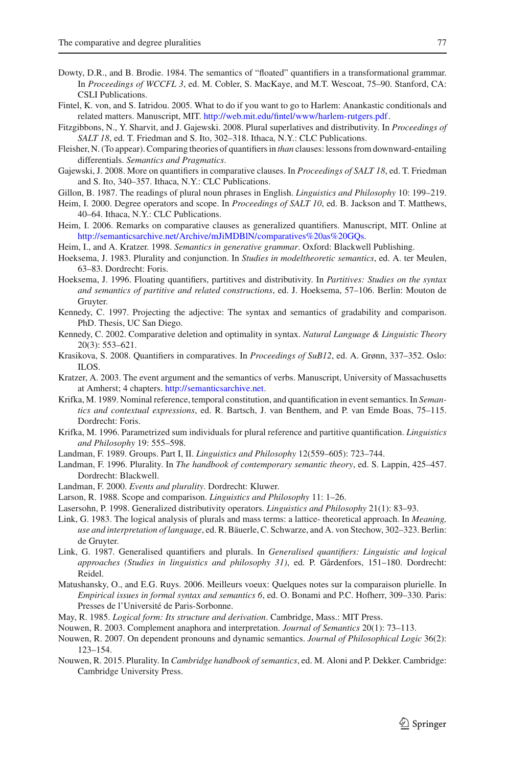Dowty, D.R., and B. Brodie. 1984. The semantics of "floated" quantifiers in a transformational grammar. In *Proceedings of WCCFL 3*, ed. M. Cobler, S. MacKaye, and M.T. Wescoat, 75–90. Stanford, CA: CSLI Publications.

Fintel, K. von, and S. Iatridou. 2005. What to do if you want to go to Harlem: Anankastic conditionals and related matters. Manuscript, MIT. http://web.mit.edu/fintel/www/harlem-rutgers.pdf.

Fitzgibbons, N., Y. Sharvit, and J. Gajewski. 2008. Plural superlatives and distributivity. In *Proceedings of SALT 18*, ed. T. Friedman and S. Ito, 302–318. Ithaca, N.Y.: CLC Publications.

Fleisher, N. (To appear). Comparing theories of quantifiers in *than* clauses: lessons from downward-entailing differentials. *Semantics and Pragmatics*.

Gajewski, J. 2008. More on quantifiers in comparative clauses. In *Proceedings of SALT 18*, ed. T. Friedman and S. Ito, 340–357. Ithaca, N.Y.: CLC Publications.

Gillon, B. 1987. The readings of plural noun phrases in English. *Linguistics and Philosophy* 10: 199–219.

Heim, I. 2000. Degree operators and scope. In *Proceedings of SALT 10*, ed. B. Jackson and T. Matthews, 40–64. Ithaca, N.Y.: CLC Publications.

Heim, I. 2006. Remarks on comparative clauses as generalized quantifiers. Manuscript, MIT. Online at http://semanticsarchive.net/Archive/mJiMDBlN/comparatives%20as%20GQs.

Heim, I., and A. Kratzer. 1998. *Semantics in generative grammar*. Oxford: Blackwell Publishing.

Hoeksema, J. 1983. Plurality and conjunction. In *Studies in modeltheoretic semantics*, ed. A. ter Meulen, 63–83. Dordrecht: Foris.

Hoeksema, J. 1996. Floating quantifiers, partitives and distributivity. In *Partitives: Studies on the syntax and semantics of partitive and related constructions*, ed. J. Hoeksema, 57–106. Berlin: Mouton de Gruyter.

Kennedy, C. 1997. Projecting the adjective: The syntax and semantics of gradability and comparison. PhD. Thesis, UC San Diego.

Kennedy, C. 2002. Comparative deletion and optimality in syntax. *Natural Language & Linguistic Theory* 20(3): 553–621.

Krasikova, S. 2008. Quantifiers in comparatives. In *Proceedings of SuB12*, ed. A. Grønn, 337–352. Oslo: ILOS.

Kratzer, A. 2003. The event argument and the semantics of verbs. Manuscript, University of Massachusetts at Amherst; 4 chapters. http://semanticsarchive.net.

Krifka, M. 1989. Nominal reference, temporal constitution, and quantification in event semantics. In *Semantics and contextual expressions*, ed. R. Bartsch, J. van Benthem, and P. van Emde Boas, 75–115. Dordrecht: Foris.

Krifka, M. 1996. Parametrized sum individuals for plural reference and partitive quantification. *Linguistics and Philosophy* 19: 555–598.

Landman, F. 1989. Groups. Part I, II. *Linguistics and Philosophy* 12(559–605): 723–744.

Landman, F. 1996. Plurality. In *The handbook of contemporary semantic theory*, ed. S. Lappin, 425–457. Dordrecht: Blackwell.

Landman, F. 2000. *Events and plurality*. Dordrecht: Kluwer.

Larson, R. 1988. Scope and comparison. *Linguistics and Philosophy* 11: 1–26.

Lasersohn, P. 1998. Generalized distributivity operators. *Linguistics and Philosophy* 21(1): 83–93.

Link, G. 1983. The logical analysis of plurals and mass terms: a lattice- theoretical approach. In *Meaning, use and interpretation of language*, ed. R. Bäuerle, C. Schwarze, and A. von Stechow, 302–323. Berlin: de Gruyter.

Link, G. 1987. Generalised quantifiers and plurals. In *Generalised quantifiers: Linguistic and logical approaches (Studies in linguistics and philosophy 31)*, ed. P. Gårdenfors, 151–180. Dordrecht: Reidel.

Matushansky, O., and E.G. Ruys. 2006. Meilleurs voeux: Quelques notes sur la comparaison plurielle. In *Empirical issues in formal syntax and semantics 6*, ed. O. Bonami and P.C. Hofherr, 309–330. Paris: Presses de l'Université de Paris-Sorbonne.

May, R. 1985. *Logical form: Its structure and derivation*. Cambridge, Mass.: MIT Press.

Nouwen, R. 2003. Complement anaphora and interpretation. *Journal of Semantics* 20(1): 73–113.

Nouwen, R. 2007. On dependent pronouns and dynamic semantics. *Journal of Philosophical Logic* 36(2): 123–154.

Nouwen, R. 2015. Plurality. In *Cambridge handbook of semantics*, ed. M. Aloni and P. Dekker. Cambridge: Cambridge University Press.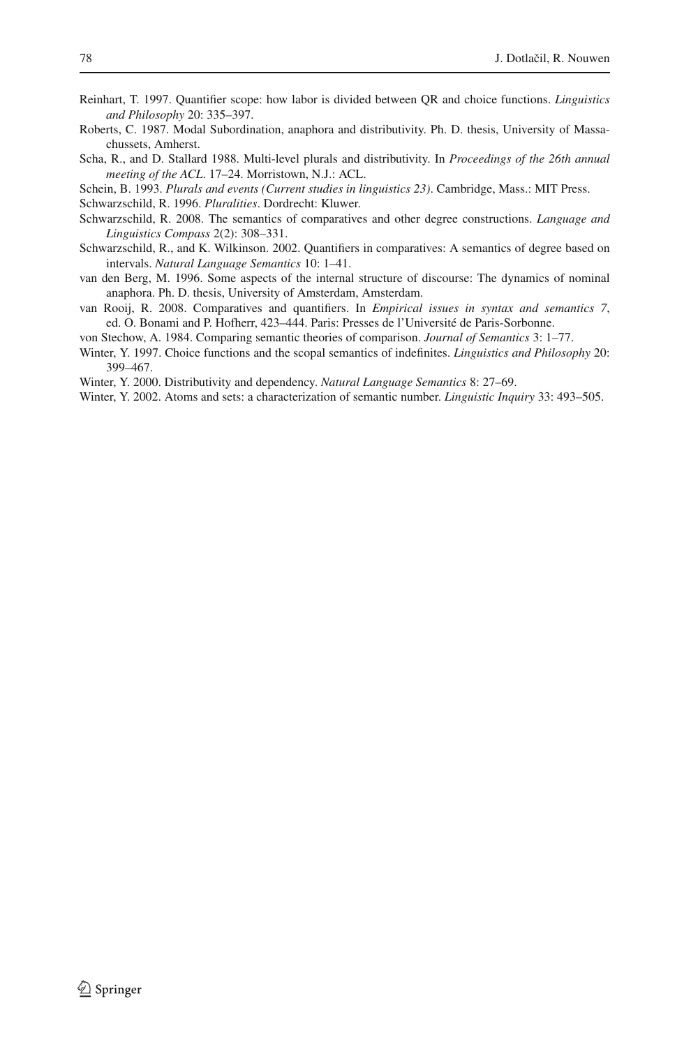Reinhart, T. 1997. Quantifier scope: how labor is divided between QR and choice functions. *Linguistics and Philosophy* 20: 335–397.

Roberts, C. 1987. Modal Subordination, anaphora and distributivity. Ph. D. thesis, University of Massachussets, Amherst.

Scha, R., and D. Stallard 1988. Multi-level plurals and distributivity. In *Proceedings of the 26th annual meeting of the ACL*. 17–24. Morristown, N.J.: ACL.

Schein, B. 1993. *Plurals and events (Current studies in linguistics 23)*. Cambridge, Mass.: MIT Press.

Schwarzschild, R. 1996. *Pluralities*. Dordrecht: Kluwer.

Schwarzschild, R. 2008. The semantics of comparatives and other degree constructions. *Language and Linguistics Compass* 2(2): 308–331.

Schwarzschild, R., and K. Wilkinson. 2002. Quantifiers in comparatives: A semantics of degree based on intervals. *Natural Language Semantics* 10: 1–41.

van den Berg, M. 1996. Some aspects of the internal structure of discourse: The dynamics of nominal anaphora. Ph. D. thesis, University of Amsterdam, Amsterdam.

van Rooij, R. 2008. Comparatives and quantifiers. In *Empirical issues in syntax and semantics 7*, ed. O. Bonami and P. Hofherr, 423–444. Paris: Presses de l'Université de Paris-Sorbonne.

von Stechow, A. 1984. Comparing semantic theories of comparison. *Journal of Semantics* 3: 1–77.

Winter, Y. 1997. Choice functions and the scopal semantics of indefinites. *Linguistics and Philosophy* 20: 399–467.

Winter, Y. 2000. Distributivity and dependency. *Natural Language Semantics* 8: 27–69.

Winter, Y. 2002. Atoms and sets: a characterization of semantic number. *Linguistic Inquiry* 33: 493–505.